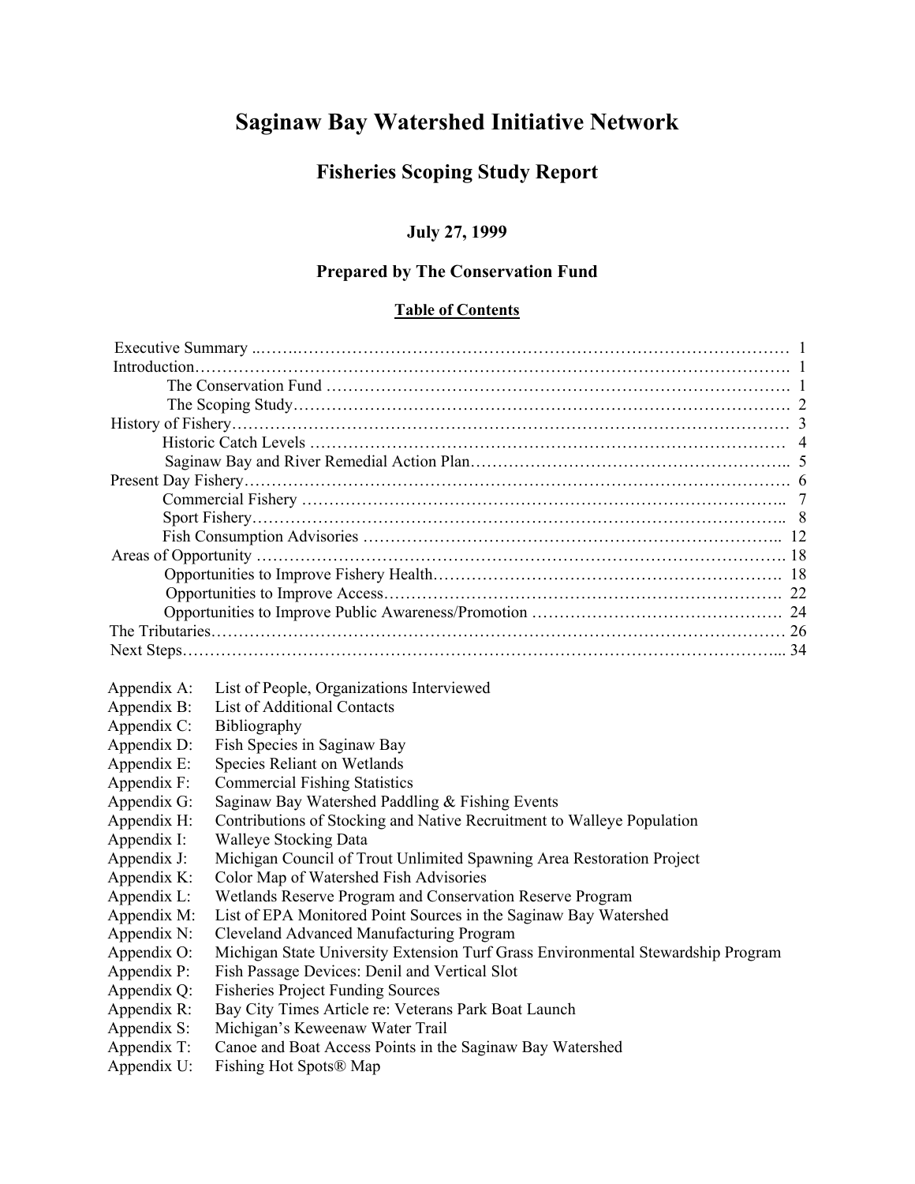# Saginaw Bay Watershed Initiative Network

## Fisheries Scoping Study Report

**July 27, 1999**

**Prepared by The Conservation Fund**

**Table of Contents**

| Section | Page |
|---|---|
| Executive Summary | 1 |
| Introduction | 1 |
| The Conservation Fund | 1 |
| The Scoping Study | 2 |
| History of Fishery | 3 |
| Historic Catch Levels | 4 |
| Saginaw Bay and River Remedial Action Plan | 5 |
| Present Day Fishery | 6 |
| Commercial Fishery | 7 |
| Sport Fishery | 8 |
| Fish Consumption Advisories | 12 |
| Areas of Opportunity | 18 |
| Opportunities to Improve Fishery Health | 18 |
| Opportunities to Improve Access | 22 |
| Opportunities to Improve Public Awareness/Promotion | 24 |
| The Tributaries | 26 |
| Next Steps | 34 |

- Appendix A: List of People, Organizations Interviewed
- Appendix B: List of Additional Contacts
- Appendix C: Bibliography
- Appendix D: Fish Species in Saginaw Bay
- Appendix E: Species Reliant on Wetlands
- Appendix F: Commercial Fishing Statistics
- Appendix G: Saginaw Bay Watershed Paddling & Fishing Events
- Appendix H: Contributions of Stocking and Native Recruitment to Walleye Population
- Appendix I: Walleye Stocking Data
- Appendix J: Michigan Council of Trout Unlimited Spawning Area Restoration Project
- Appendix K: Color Map of Watershed Fish Advisories
- Appendix L: Wetlands Reserve Program and Conservation Reserve Program
- Appendix M: List of EPA Monitored Point Sources in the Saginaw Bay Watershed
- Appendix N: Cleveland Advanced Manufacturing Program
- Appendix O: Michigan State University Extension Turf Grass Environmental Stewardship Program
- Appendix P: Fish Passage Devices: Denil and Vertical Slot
- Appendix Q: Fisheries Project Funding Sources
- Appendix R: Bay City Times Article re: Veterans Park Boat Launch
- Appendix S: Michigan's Keweenaw Water Trail
- Appendix T: Canoe and Boat Access Points in the Saginaw Bay Watershed
- Appendix U: Fishing Hot Spots® Map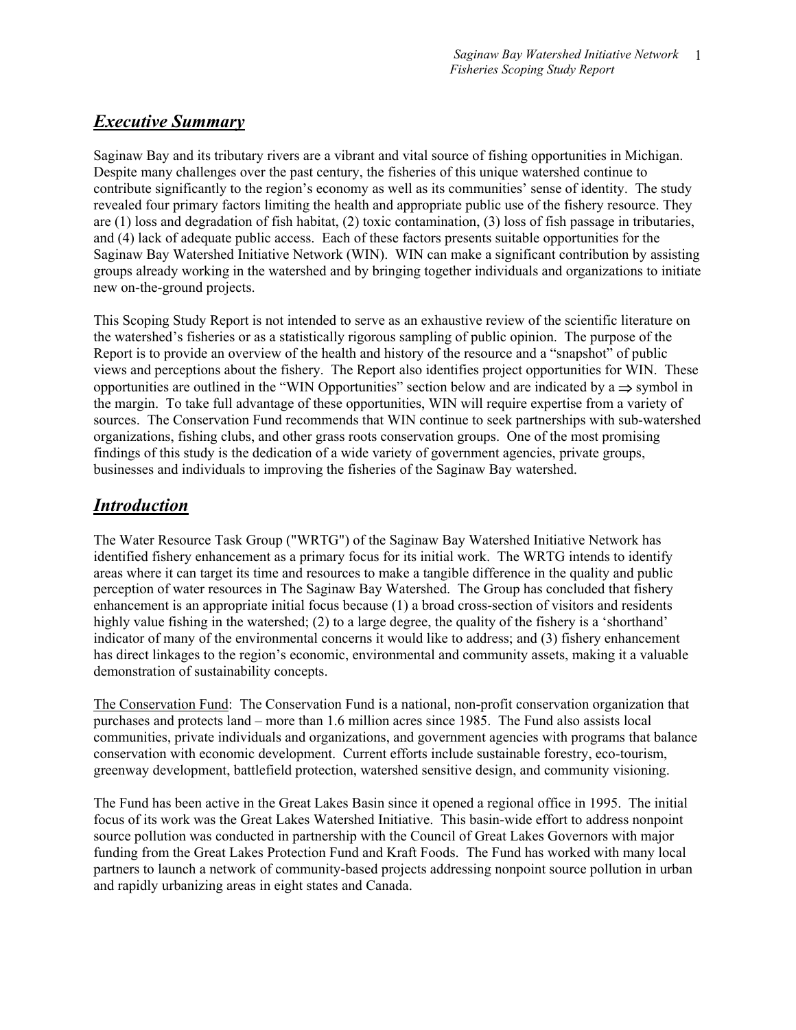## ***Executive Summary***

Saginaw Bay and its tributary rivers are a vibrant and vital source of fishing opportunities in Michigan. Despite many challenges over the past century, the fisheries of this unique watershed continue to contribute significantly to the region's economy as well as its communities' sense of identity. The study revealed four primary factors limiting the health and appropriate public use of the fishery resource. They are (1) loss and degradation of fish habitat, (2) toxic contamination, (3) loss of fish passage in tributaries, and (4) lack of adequate public access. Each of these factors presents suitable opportunities for the Saginaw Bay Watershed Initiative Network (WIN). WIN can make a significant contribution by assisting groups already working in the watershed and by bringing together individuals and organizations to initiate new on-the-ground projects.

This Scoping Study Report is not intended to serve as an exhaustive review of the scientific literature on the watershed's fisheries or as a statistically rigorous sampling of public opinion. The purpose of the Report is to provide an overview of the health and history of the resource and a "snapshot" of public views and perceptions about the fishery. The Report also identifies project opportunities for WIN. These opportunities are outlined in the "WIN Opportunities" section below and are indicated by a ⇒ symbol in the margin. To take full advantage of these opportunities, WIN will require expertise from a variety of sources. The Conservation Fund recommends that WIN continue to seek partnerships with sub-watershed organizations, fishing clubs, and other grass roots conservation groups. One of the most promising findings of this study is the dedication of a wide variety of government agencies, private groups, businesses and individuals to improving the fisheries of the Saginaw Bay watershed.

## ***Introduction***

The Water Resource Task Group ("WRTG") of the Saginaw Bay Watershed Initiative Network has identified fishery enhancement as a primary focus for its initial work. The WRTG intends to identify areas where it can target its time and resources to make a tangible difference in the quality and public perception of water resources in The Saginaw Bay Watershed. The Group has concluded that fishery enhancement is an appropriate initial focus because (1) a broad cross-section of visitors and residents highly value fishing in the watershed; (2) to a large degree, the quality of the fishery is a 'shorthand' indicator of many of the environmental concerns it would like to address; and (3) fishery enhancement has direct linkages to the region's economic, environmental and community assets, making it a valuable demonstration of sustainability concepts.

The Conservation Fund: The Conservation Fund is a national, non-profit conservation organization that purchases and protects land – more than 1.6 million acres since 1985. The Fund also assists local communities, private individuals and organizations, and government agencies with programs that balance conservation with economic development. Current efforts include sustainable forestry, eco-tourism, greenway development, battlefield protection, watershed sensitive design, and community visioning.

The Fund has been active in the Great Lakes Basin since it opened a regional office in 1995. The initial focus of its work was the Great Lakes Watershed Initiative. This basin-wide effort to address nonpoint source pollution was conducted in partnership with the Council of Great Lakes Governors with major funding from the Great Lakes Protection Fund and Kraft Foods. The Fund has worked with many local partners to launch a network of community-based projects addressing nonpoint source pollution in urban and rapidly urbanizing areas in eight states and Canada.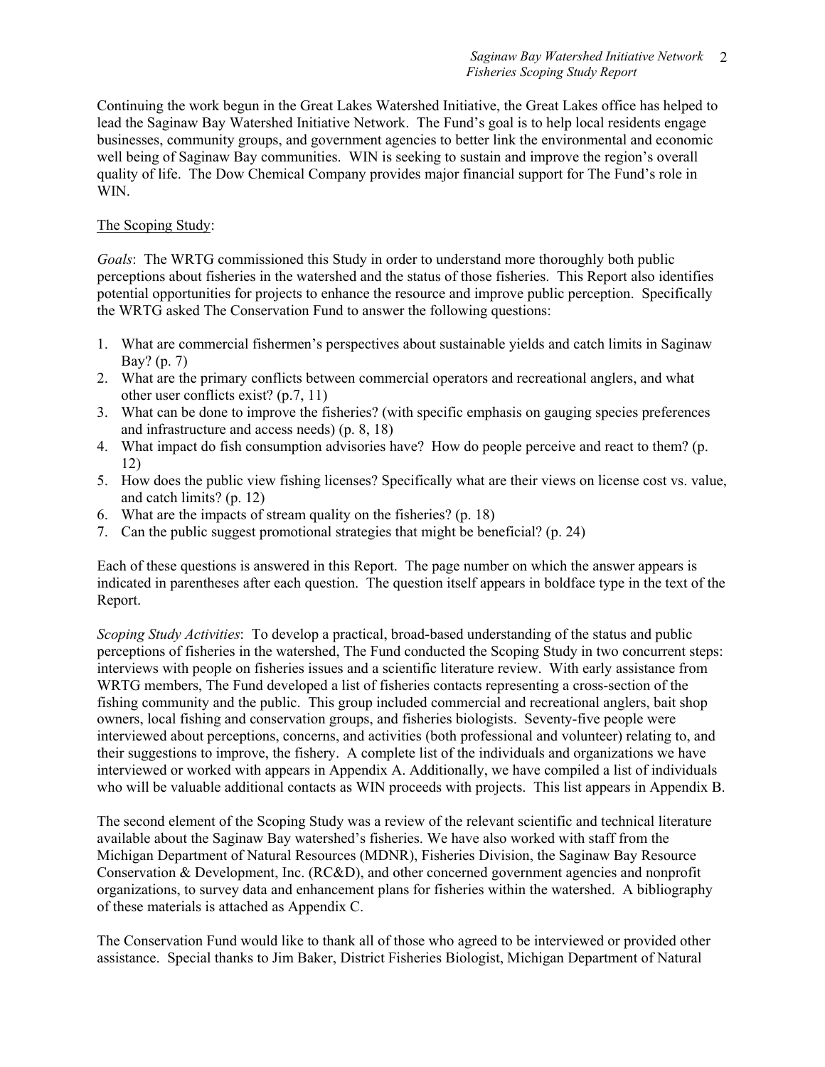Continuing the work begun in the Great Lakes Watershed Initiative, the Great Lakes office has helped to lead the Saginaw Bay Watershed Initiative Network. The Fund's goal is to help local residents engage businesses, community groups, and government agencies to better link the environmental and economic well being of Saginaw Bay communities. WIN is seeking to sustain and improve the region's overall quality of life. The Dow Chemical Company provides major financial support for The Fund's role in WIN.

<u>The Scoping Study</u>:

*Goals*: The WRTG commissioned this Study in order to understand more thoroughly both public perceptions about fisheries in the watershed and the status of those fisheries. This Report also identifies potential opportunities for projects to enhance the resource and improve public perception. Specifically the WRTG asked The Conservation Fund to answer the following questions:

1. What are commercial fishermen's perspectives about sustainable yields and catch limits in Saginaw Bay? (p. 7)
2. What are the primary conflicts between commercial operators and recreational anglers, and what other user conflicts exist? (p.7, 11)
3. What can be done to improve the fisheries? (with specific emphasis on gauging species preferences and infrastructure and access needs) (p. 8, 18)
4. What impact do fish consumption advisories have? How do people perceive and react to them? (p. 12)
5. How does the public view fishing licenses? Specifically what are their views on license cost vs. value, and catch limits? (p. 12)
6. What are the impacts of stream quality on the fisheries? (p. 18)
7. Can the public suggest promotional strategies that might be beneficial? (p. 24)

Each of these questions is answered in this Report. The page number on which the answer appears is indicated in parentheses after each question. The question itself appears in boldface type in the text of the Report.

*Scoping Study Activities*: To develop a practical, broad-based understanding of the status and public perceptions of fisheries in the watershed, The Fund conducted the Scoping Study in two concurrent steps: interviews with people on fisheries issues and a scientific literature review. With early assistance from WRTG members, The Fund developed a list of fisheries contacts representing a cross-section of the fishing community and the public. This group included commercial and recreational anglers, bait shop owners, local fishing and conservation groups, and fisheries biologists. Seventy-five people were interviewed about perceptions, concerns, and activities (both professional and volunteer) relating to, and their suggestions to improve, the fishery. A complete list of the individuals and organizations we have interviewed or worked with appears in Appendix A. Additionally, we have compiled a list of individuals who will be valuable additional contacts as WIN proceeds with projects. This list appears in Appendix B.

The second element of the Scoping Study was a review of the relevant scientific and technical literature available about the Saginaw Bay watershed's fisheries. We have also worked with staff from the Michigan Department of Natural Resources (MDNR), Fisheries Division, the Saginaw Bay Resource Conservation & Development, Inc. (RC&D), and other concerned government agencies and nonprofit organizations, to survey data and enhancement plans for fisheries within the watershed. A bibliography of these materials is attached as Appendix C.

The Conservation Fund would like to thank all of those who agreed to be interviewed or provided other assistance. Special thanks to Jim Baker, District Fisheries Biologist, Michigan Department of Natural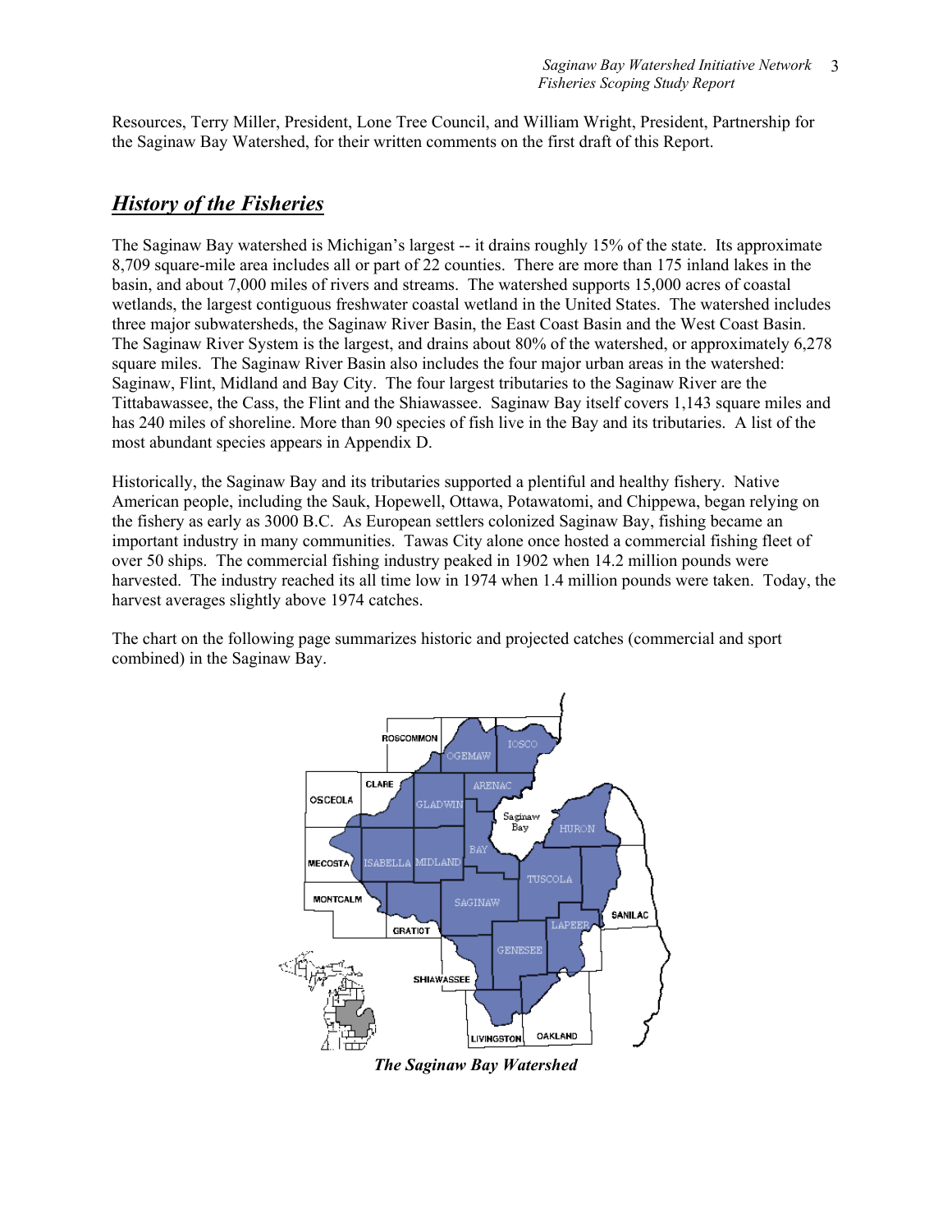Resources, Terry Miller, President, Lone Tree Council, and William Wright, President, Partnership for the Saginaw Bay Watershed, for their written comments on the first draft of this Report.

## ***History of the Fisheries***

The Saginaw Bay watershed is Michigan's largest -- it drains roughly 15% of the state. Its approximate 8,709 square-mile area includes all or part of 22 counties. There are more than 175 inland lakes in the basin, and about 7,000 miles of rivers and streams. The watershed supports 15,000 acres of coastal wetlands, the largest contiguous freshwater coastal wetland in the United States. The watershed includes three major subwatersheds, the Saginaw River Basin, the East Coast Basin and the West Coast Basin. The Saginaw River System is the largest, and drains about 80% of the watershed, or approximately 6,278 square miles. The Saginaw River Basin also includes the four major urban areas in the watershed: Saginaw, Flint, Midland and Bay City. The four largest tributaries to the Saginaw River are the Tittabawassee, the Cass, the Flint and the Shiawassee. Saginaw Bay itself covers 1,143 square miles and has 240 miles of shoreline. More than 90 species of fish live in the Bay and its tributaries. A list of the most abundant species appears in Appendix D.

Historically, the Saginaw Bay and its tributaries supported a plentiful and healthy fishery. Native American people, including the Sauk, Hopewell, Ottawa, Potawatomi, and Chippewa, began relying on the fishery as early as 3000 B.C. As European settlers colonized Saginaw Bay, fishing became an important industry in many communities. Tawas City alone once hosted a commercial fishing fleet of over 50 ships. The commercial fishing industry peaked in 1902 when 14.2 million pounds were harvested. The industry reached its all time low in 1974 when 1.4 million pounds were taken. Today, the harvest averages slightly above 1974 catches.

The chart on the following page summarizes historic and projected catches (commercial and sport combined) in the Saginaw Bay.

***The Saginaw Bay Watershed***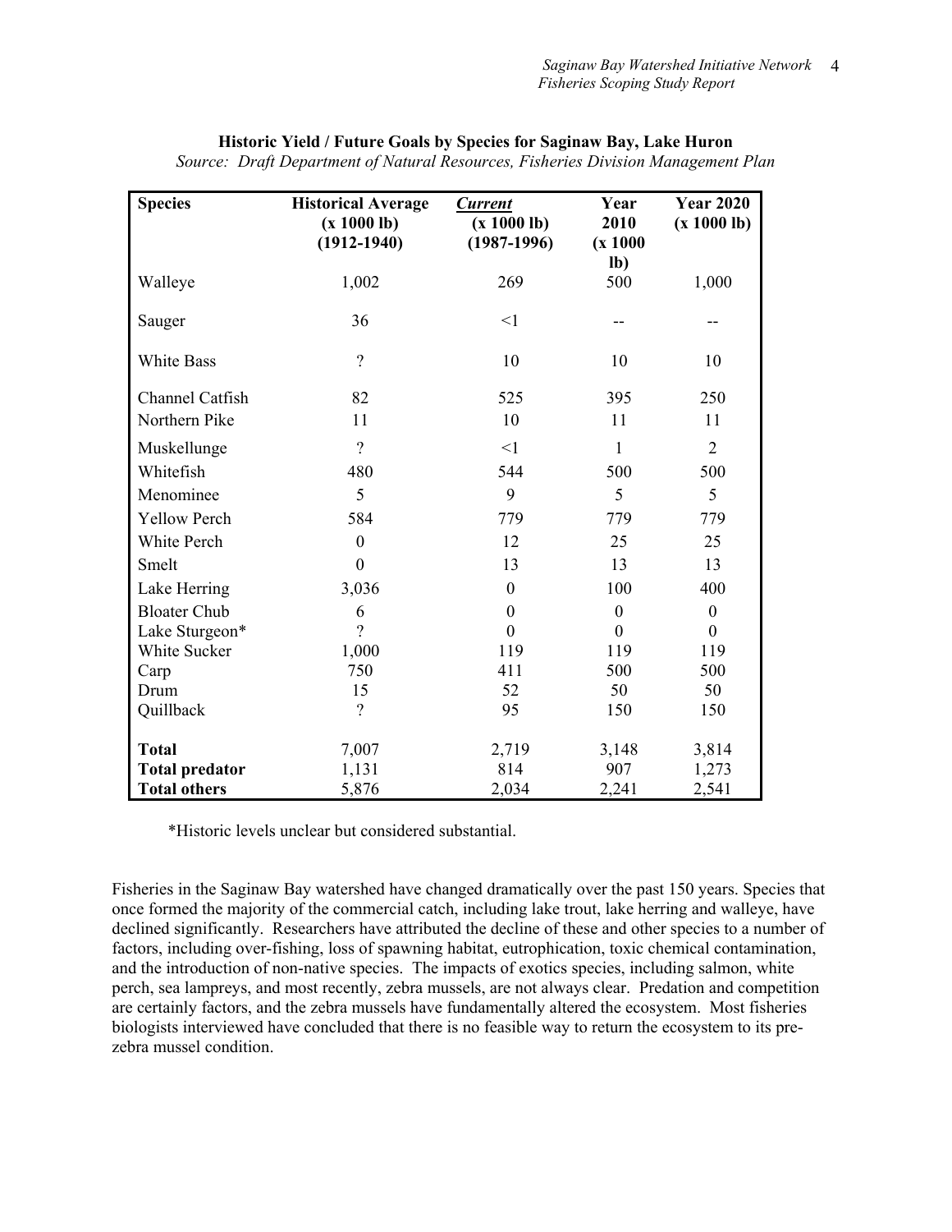**Historic Yield / Future Goals by Species for Saginaw Bay, Lake Huron**

*Source: Draft Department of Natural Resources, Fisheries Division Management Plan*

| Species | Historical Average (x 1000 lb) (1912-1940) | ***Current*** (x 1000 lb) (1987-1996) | Year 2010 (x 1000 lb) | Year 2020 (x 1000 lb) |
|---|---|---|---|---|
| Walleye | 1,002 | 269 | 500 | 1,000 |
| Sauger | 36 | <1 | -- | -- |
| White Bass | ? | 10 | 10 | 10 |
| Channel Catfish | 82 | 525 | 395 | 250 |
| Northern Pike | 11 | 10 | 11 | 11 |
| Muskellunge | ? | <1 | 1 | 2 |
| Whitefish | 480 | 544 | 500 | 500 |
| Menominee | 5 | 9 | 5 | 5 |
| Yellow Perch | 584 | 779 | 779 | 779 |
| White Perch | 0 | 12 | 25 | 25 |
| Smelt | 0 | 13 | 13 | 13 |
| Lake Herring | 3,036 | 0 | 100 | 400 |
| Bloater Chub | 6 | 0 | 0 | 0 |
| Lake Sturgeon* | ? | 0 | 0 | 0 |
| White Sucker | 1,000 | 119 | 119 | 119 |
| Carp | 750 | 411 | 500 | 500 |
| Drum | 15 | 52 | 50 | 50 |
| Quillback | ? | 95 | 150 | 150 |
| **Total** | 7,007 | 2,719 | 3,148 | 3,814 |
| **Total predator** | 1,131 | 814 | 907 | 1,273 |
| **Total others** | 5,876 | 2,034 | 2,241 | 2,541 |

*Historic levels unclear but considered substantial.

Fisheries in the Saginaw Bay watershed have changed dramatically over the past 150 years. Species that once formed the majority of the commercial catch, including lake trout, lake herring and walleye, have declined significantly. Researchers have attributed the decline of these and other species to a number of factors, including over-fishing, loss of spawning habitat, eutrophication, toxic chemical contamination, and the introduction of non-native species. The impacts of exotics species, including salmon, white perch, sea lampreys, and most recently, zebra mussels, are not always clear. Predation and competition are certainly factors, and the zebra mussels have fundamentally altered the ecosystem. Most fisheries biologists interviewed have concluded that there is no feasible way to return the ecosystem to its pre-zebra mussel condition.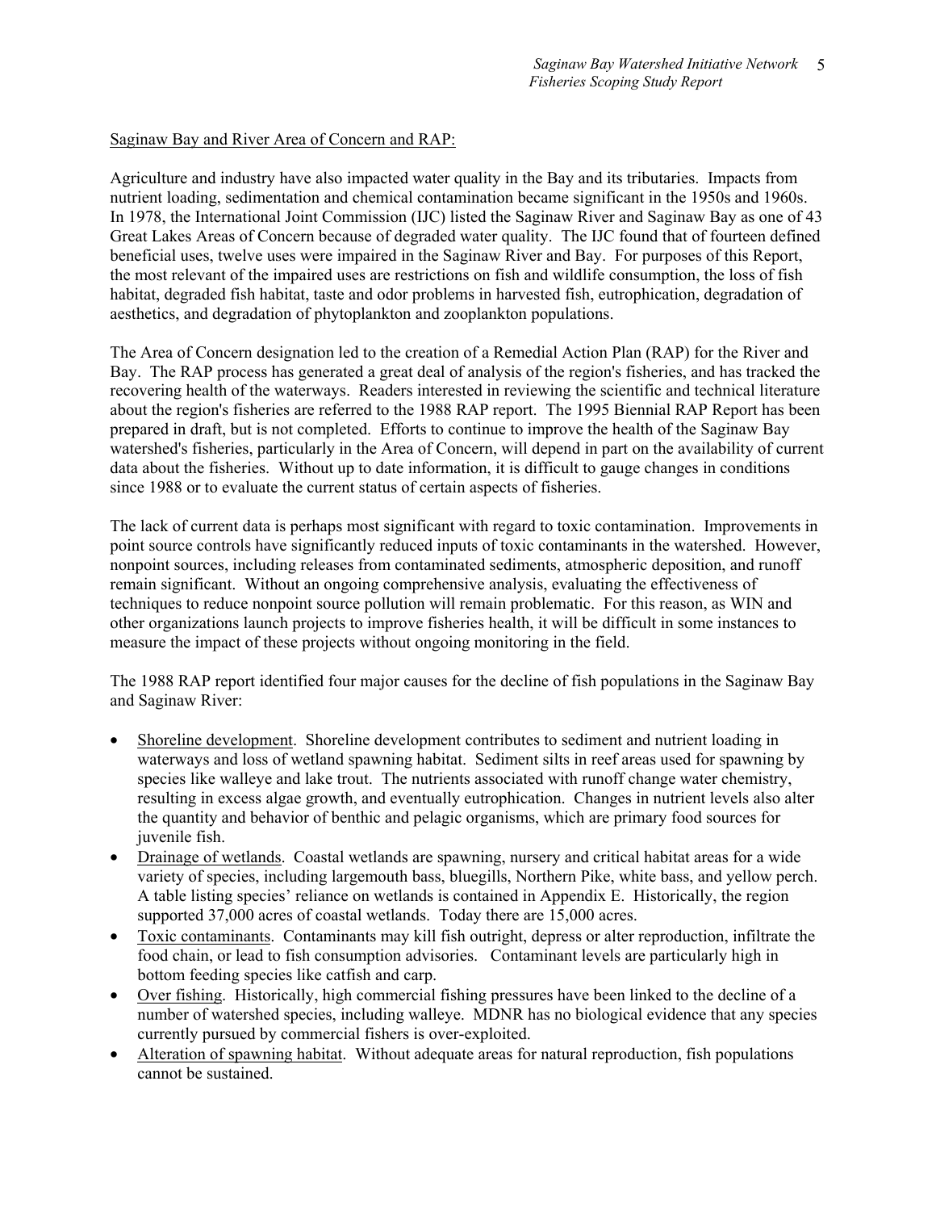Saginaw Bay and River Area of Concern and RAP:

Agriculture and industry have also impacted water quality in the Bay and its tributaries. Impacts from nutrient loading, sedimentation and chemical contamination became significant in the 1950s and 1960s. In 1978, the International Joint Commission (IJC) listed the Saginaw River and Saginaw Bay as one of 43 Great Lakes Areas of Concern because of degraded water quality. The IJC found that of fourteen defined beneficial uses, twelve uses were impaired in the Saginaw River and Bay. For purposes of this Report, the most relevant of the impaired uses are restrictions on fish and wildlife consumption, the loss of fish habitat, degraded fish habitat, taste and odor problems in harvested fish, eutrophication, degradation of aesthetics, and degradation of phytoplankton and zooplankton populations.

The Area of Concern designation led to the creation of a Remedial Action Plan (RAP) for the River and Bay. The RAP process has generated a great deal of analysis of the region's fisheries, and has tracked the recovering health of the waterways. Readers interested in reviewing the scientific and technical literature about the region's fisheries are referred to the 1988 RAP report. The 1995 Biennial RAP Report has been prepared in draft, but is not completed. Efforts to continue to improve the health of the Saginaw Bay watershed's fisheries, particularly in the Area of Concern, will depend in part on the availability of current data about the fisheries. Without up to date information, it is difficult to gauge changes in conditions since 1988 or to evaluate the current status of certain aspects of fisheries.

The lack of current data is perhaps most significant with regard to toxic contamination. Improvements in point source controls have significantly reduced inputs of toxic contaminants in the watershed. However, nonpoint sources, including releases from contaminated sediments, atmospheric deposition, and runoff remain significant. Without an ongoing comprehensive analysis, evaluating the effectiveness of techniques to reduce nonpoint source pollution will remain problematic. For this reason, as WIN and other organizations launch projects to improve fisheries health, it will be difficult in some instances to measure the impact of these projects without ongoing monitoring in the field.

The 1988 RAP report identified four major causes for the decline of fish populations in the Saginaw Bay and Saginaw River:

- Shoreline development. Shoreline development contributes to sediment and nutrient loading in waterways and loss of wetland spawning habitat. Sediment silts in reef areas used for spawning by species like walleye and lake trout. The nutrients associated with runoff change water chemistry, resulting in excess algae growth, and eventually eutrophication. Changes in nutrient levels also alter the quantity and behavior of benthic and pelagic organisms, which are primary food sources for juvenile fish.
- Drainage of wetlands. Coastal wetlands are spawning, nursery and critical habitat areas for a wide variety of species, including largemouth bass, bluegills, Northern Pike, white bass, and yellow perch. A table listing species' reliance on wetlands is contained in Appendix E. Historically, the region supported 37,000 acres of coastal wetlands. Today there are 15,000 acres.
- Toxic contaminants. Contaminants may kill fish outright, depress or alter reproduction, infiltrate the food chain, or lead to fish consumption advisories. Contaminant levels are particularly high in bottom feeding species like catfish and carp.
- Over fishing. Historically, high commercial fishing pressures have been linked to the decline of a number of watershed species, including walleye. MDNR has no biological evidence that any species currently pursued by commercial fishers is over-exploited.
- Alteration of spawning habitat. Without adequate areas for natural reproduction, fish populations cannot be sustained.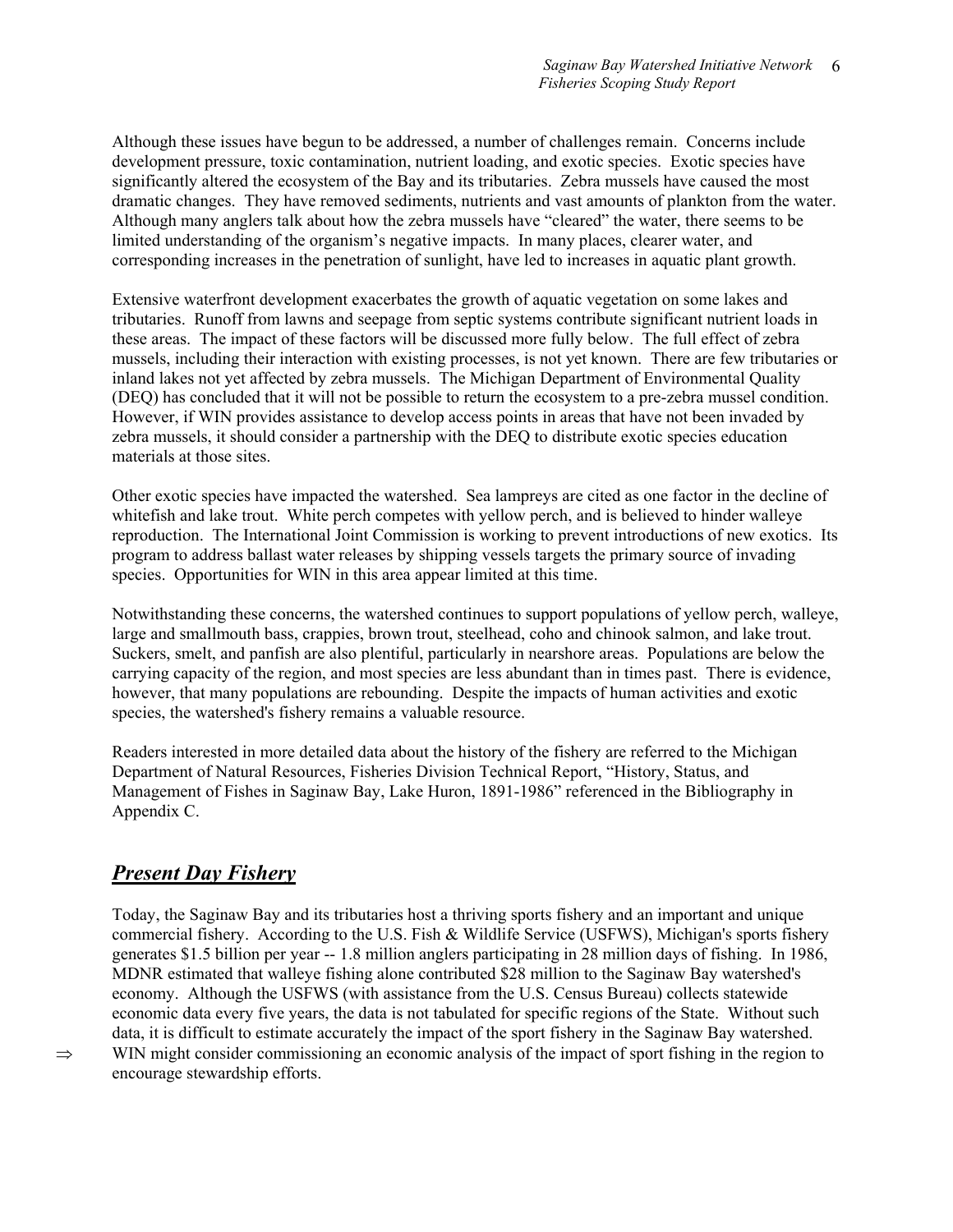Although these issues have begun to be addressed, a number of challenges remain. Concerns include development pressure, toxic contamination, nutrient loading, and exotic species. Exotic species have significantly altered the ecosystem of the Bay and its tributaries. Zebra mussels have caused the most dramatic changes. They have removed sediments, nutrients and vast amounts of plankton from the water. Although many anglers talk about how the zebra mussels have "cleared" the water, there seems to be limited understanding of the organism's negative impacts. In many places, clearer water, and corresponding increases in the penetration of sunlight, have led to increases in aquatic plant growth.

Extensive waterfront development exacerbates the growth of aquatic vegetation on some lakes and tributaries. Runoff from lawns and seepage from septic systems contribute significant nutrient loads in these areas. The impact of these factors will be discussed more fully below. The full effect of zebra mussels, including their interaction with existing processes, is not yet known. There are few tributaries or inland lakes not yet affected by zebra mussels. The Michigan Department of Environmental Quality (DEQ) has concluded that it will not be possible to return the ecosystem to a pre-zebra mussel condition. However, if WIN provides assistance to develop access points in areas that have not been invaded by zebra mussels, it should consider a partnership with the DEQ to distribute exotic species education materials at those sites.

Other exotic species have impacted the watershed. Sea lampreys are cited as one factor in the decline of whitefish and lake trout. White perch competes with yellow perch, and is believed to hinder walleye reproduction. The International Joint Commission is working to prevent introductions of new exotics. Its program to address ballast water releases by shipping vessels targets the primary source of invading species. Opportunities for WIN in this area appear limited at this time.

Notwithstanding these concerns, the watershed continues to support populations of yellow perch, walleye, large and smallmouth bass, crappies, brown trout, steelhead, coho and chinook salmon, and lake trout. Suckers, smelt, and panfish are also plentiful, particularly in nearshore areas. Populations are below the carrying capacity of the region, and most species are less abundant than in times past. There is evidence, however, that many populations are rebounding. Despite the impacts of human activities and exotic species, the watershed's fishery remains a valuable resource.

Readers interested in more detailed data about the history of the fishery are referred to the Michigan Department of Natural Resources, Fisheries Division Technical Report, "History, Status, and Management of Fishes in Saginaw Bay, Lake Huron, 1891-1986" referenced in the Bibliography in Appendix C.

## ***Present Day Fishery***

Today, the Saginaw Bay and its tributaries host a thriving sports fishery and an important and unique commercial fishery. According to the U.S. Fish & Wildlife Service (USFWS), Michigan's sports fishery generates \$1.5 billion per year -- 1.8 million anglers participating in 28 million days of fishing. In 1986, MDNR estimated that walleye fishing alone contributed \$28 million to the Saginaw Bay watershed's economy. Although the USFWS (with assistance from the U.S. Census Bureau) collects statewide economic data every five years, the data is not tabulated for specific regions of the State. Without such data, it is difficult to estimate accurately the impact of the sport fishery in the Saginaw Bay watershed.

⇒ WIN might consider commissioning an economic analysis of the impact of sport fishing in the region to encourage stewardship efforts.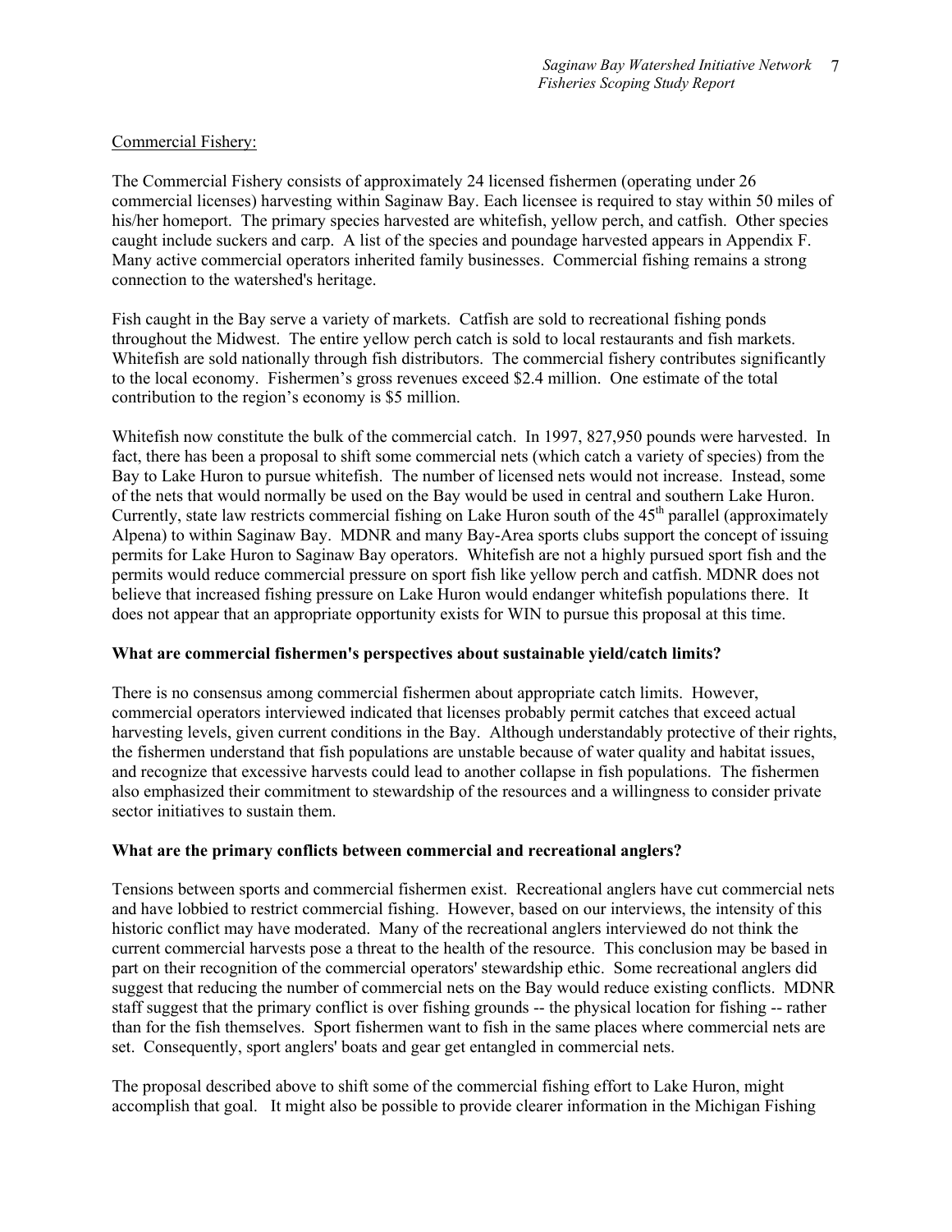Commercial Fishery:

The Commercial Fishery consists of approximately 24 licensed fishermen (operating under 26 commercial licenses) harvesting within Saginaw Bay. Each licensee is required to stay within 50 miles of his/her homeport. The primary species harvested are whitefish, yellow perch, and catfish. Other species caught include suckers and carp. A list of the species and poundage harvested appears in Appendix F. Many active commercial operators inherited family businesses. Commercial fishing remains a strong connection to the watershed's heritage.

Fish caught in the Bay serve a variety of markets. Catfish are sold to recreational fishing ponds throughout the Midwest. The entire yellow perch catch is sold to local restaurants and fish markets. Whitefish are sold nationally through fish distributors. The commercial fishery contributes significantly to the local economy. Fishermen's gross revenues exceed $2.4 million. One estimate of the total contribution to the region's economy is $5 million.

Whitefish now constitute the bulk of the commercial catch. In 1997, 827,950 pounds were harvested. In fact, there has been a proposal to shift some commercial nets (which catch a variety of species) from the Bay to Lake Huron to pursue whitefish. The number of licensed nets would not increase. Instead, some of the nets that would normally be used on the Bay would be used in central and southern Lake Huron. Currently, state law restricts commercial fishing on Lake Huron south of the 45th parallel (approximately Alpena) to within Saginaw Bay. MDNR and many Bay-Area sports clubs support the concept of issuing permits for Lake Huron to Saginaw Bay operators. Whitefish are not a highly pursued sport fish and the permits would reduce commercial pressure on sport fish like yellow perch and catfish. MDNR does not believe that increased fishing pressure on Lake Huron would endanger whitefish populations there. It does not appear that an appropriate opportunity exists for WIN to pursue this proposal at this time.

**What are commercial fishermen's perspectives about sustainable yield/catch limits?**

There is no consensus among commercial fishermen about appropriate catch limits. However, commercial operators interviewed indicated that licenses probably permit catches that exceed actual harvesting levels, given current conditions in the Bay. Although understandably protective of their rights, the fishermen understand that fish populations are unstable because of water quality and habitat issues, and recognize that excessive harvests could lead to another collapse in fish populations. The fishermen also emphasized their commitment to stewardship of the resources and a willingness to consider private sector initiatives to sustain them.

**What are the primary conflicts between commercial and recreational anglers?**

Tensions between sports and commercial fishermen exist. Recreational anglers have cut commercial nets and have lobbied to restrict commercial fishing. However, based on our interviews, the intensity of this historic conflict may have moderated. Many of the recreational anglers interviewed do not think the current commercial harvests pose a threat to the health of the resource. This conclusion may be based in part on their recognition of the commercial operators' stewardship ethic. Some recreational anglers did suggest that reducing the number of commercial nets on the Bay would reduce existing conflicts. MDNR staff suggest that the primary conflict is over fishing grounds -- the physical location for fishing -- rather than for the fish themselves. Sport fishermen want to fish in the same places where commercial nets are set. Consequently, sport anglers' boats and gear get entangled in commercial nets.

The proposal described above to shift some of the commercial fishing effort to Lake Huron, might accomplish that goal. It might also be possible to provide clearer information in the Michigan Fishing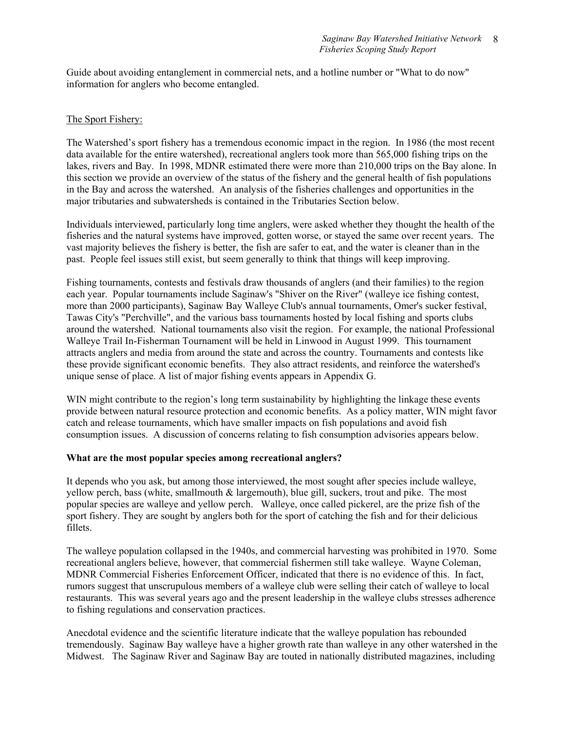Guide about avoiding entanglement in commercial nets, and a hotline number or "What to do now" information for anglers who become entangled.

The Sport Fishery:

The Watershed's sport fishery has a tremendous economic impact in the region. In 1986 (the most recent data available for the entire watershed), recreational anglers took more than 565,000 fishing trips on the lakes, rivers and Bay. In 1998, MDNR estimated there were more than 210,000 trips on the Bay alone. In this section we provide an overview of the status of the fishery and the general health of fish populations in the Bay and across the watershed. An analysis of the fisheries challenges and opportunities in the major tributaries and subwatersheds is contained in the Tributaries Section below.

Individuals interviewed, particularly long time anglers, were asked whether they thought the health of the fisheries and the natural systems have improved, gotten worse, or stayed the same over recent years. The vast majority believes the fishery is better, the fish are safer to eat, and the water is cleaner than in the past. People feel issues still exist, but seem generally to think that things will keep improving.

Fishing tournaments, contests and festivals draw thousands of anglers (and their families) to the region each year. Popular tournaments include Saginaw's "Shiver on the River" (walleye ice fishing contest, more than 2000 participants), Saginaw Bay Walleye Club's annual tournaments, Omer's sucker festival, Tawas City's "Perchville", and the various bass tournaments hosted by local fishing and sports clubs around the watershed. National tournaments also visit the region. For example, the national Professional Walleye Trail In-Fisherman Tournament will be held in Linwood in August 1999. This tournament attracts anglers and media from around the state and across the country. Tournaments and contests like these provide significant economic benefits. They also attract residents, and reinforce the watershed's unique sense of place. A list of major fishing events appears in Appendix G.

WIN might contribute to the region's long term sustainability by highlighting the linkage these events provide between natural resource protection and economic benefits. As a policy matter, WIN might favor catch and release tournaments, which have smaller impacts on fish populations and avoid fish consumption issues. A discussion of concerns relating to fish consumption advisories appears below.

**What are the most popular species among recreational anglers?**

It depends who you ask, but among those interviewed, the most sought after species include walleye, yellow perch, bass (white, smallmouth & largemouth), blue gill, suckers, trout and pike. The most popular species are walleye and yellow perch. Walleye, once called pickerel, are the prize fish of the sport fishery. They are sought by anglers both for the sport of catching the fish and for their delicious fillets.

The walleye population collapsed in the 1940s, and commercial harvesting was prohibited in 1970. Some recreational anglers believe, however, that commercial fishermen still take walleye. Wayne Coleman, MDNR Commercial Fisheries Enforcement Officer, indicated that there is no evidence of this. In fact, rumors suggest that unscrupulous members of a walleye club were selling their catch of walleye to local restaurants. This was several years ago and the present leadership in the walleye clubs stresses adherence to fishing regulations and conservation practices.

Anecdotal evidence and the scientific literature indicate that the walleye population has rebounded tremendously. Saginaw Bay walleye have a higher growth rate than walleye in any other watershed in the Midwest. The Saginaw River and Saginaw Bay are touted in nationally distributed magazines, including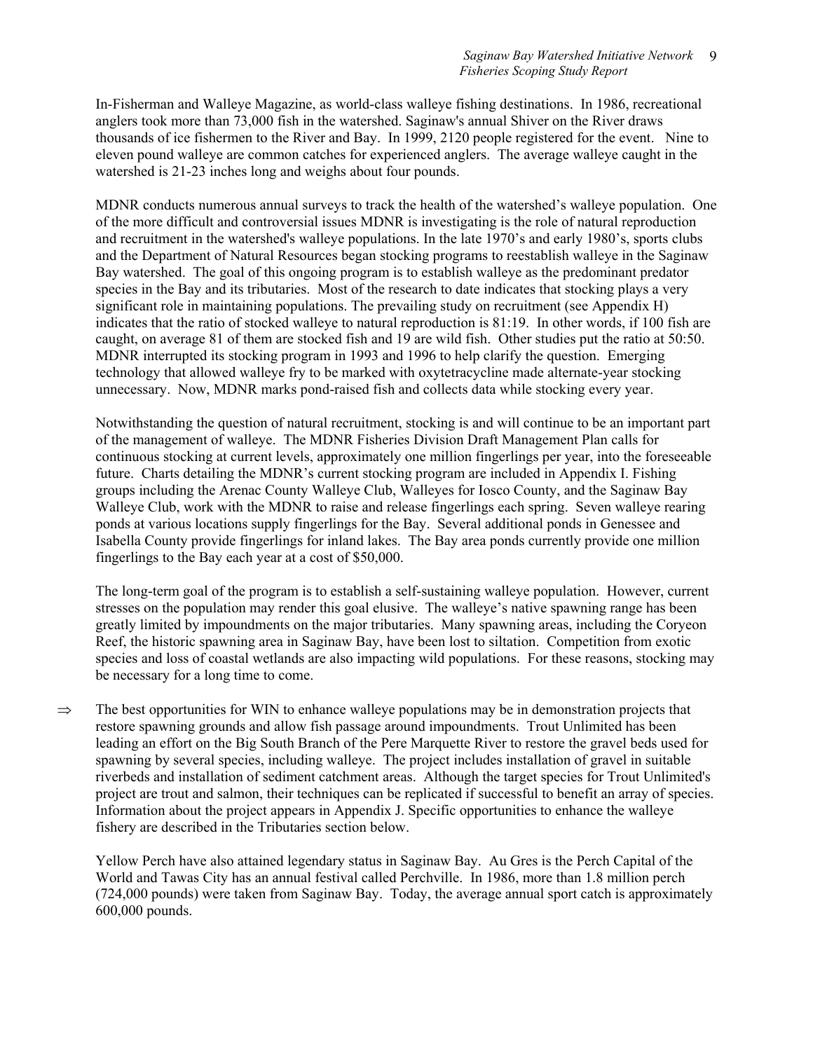In-Fisherman and Walleye Magazine, as world-class walleye fishing destinations. In 1986, recreational anglers took more than 73,000 fish in the watershed. Saginaw's annual Shiver on the River draws thousands of ice fishermen to the River and Bay. In 1999, 2120 people registered for the event. Nine to eleven pound walleye are common catches for experienced anglers. The average walleye caught in the watershed is 21-23 inches long and weighs about four pounds.

MDNR conducts numerous annual surveys to track the health of the watershed's walleye population. One of the more difficult and controversial issues MDNR is investigating is the role of natural reproduction and recruitment in the watershed's walleye populations. In the late 1970's and early 1980's, sports clubs and the Department of Natural Resources began stocking programs to reestablish walleye in the Saginaw Bay watershed. The goal of this ongoing program is to establish walleye as the predominant predator species in the Bay and its tributaries. Most of the research to date indicates that stocking plays a very significant role in maintaining populations. The prevailing study on recruitment (see Appendix H) indicates that the ratio of stocked walleye to natural reproduction is 81:19. In other words, if 100 fish are caught, on average 81 of them are stocked fish and 19 are wild fish. Other studies put the ratio at 50:50. MDNR interrupted its stocking program in 1993 and 1996 to help clarify the question. Emerging technology that allowed walleye fry to be marked with oxytetracycline made alternate-year stocking unnecessary. Now, MDNR marks pond-raised fish and collects data while stocking every year.

Notwithstanding the question of natural recruitment, stocking is and will continue to be an important part of the management of walleye. The MDNR Fisheries Division Draft Management Plan calls for continuous stocking at current levels, approximately one million fingerlings per year, into the foreseeable future. Charts detailing the MDNR's current stocking program are included in Appendix I. Fishing groups including the Arenac County Walleye Club, Walleyes for Iosco County, and the Saginaw Bay Walleye Club, work with the MDNR to raise and release fingerlings each spring. Seven walleye rearing ponds at various locations supply fingerlings for the Bay. Several additional ponds in Genessee and Isabella County provide fingerlings for inland lakes. The Bay area ponds currently provide one million fingerlings to the Bay each year at a cost of $50,000.

The long-term goal of the program is to establish a self-sustaining walleye population. However, current stresses on the population may render this goal elusive. The walleye's native spawning range has been greatly limited by impoundments on the major tributaries. Many spawning areas, including the Coryeon Reef, the historic spawning area in Saginaw Bay, have been lost to siltation. Competition from exotic species and loss of coastal wetlands are also impacting wild populations. For these reasons, stocking may be necessary for a long time to come.

⇒ The best opportunities for WIN to enhance walleye populations may be in demonstration projects that restore spawning grounds and allow fish passage around impoundments. Trout Unlimited has been leading an effort on the Big South Branch of the Pere Marquette River to restore the gravel beds used for spawning by several species, including walleye. The project includes installation of gravel in suitable riverbeds and installation of sediment catchment areas. Although the target species for Trout Unlimited's project are trout and salmon, their techniques can be replicated if successful to benefit an array of species. Information about the project appears in Appendix J. Specific opportunities to enhance the walleye fishery are described in the Tributaries section below.

Yellow Perch have also attained legendary status in Saginaw Bay. Au Gres is the Perch Capital of the World and Tawas City has an annual festival called Perchville. In 1986, more than 1.8 million perch (724,000 pounds) were taken from Saginaw Bay. Today, the average annual sport catch is approximately 600,000 pounds.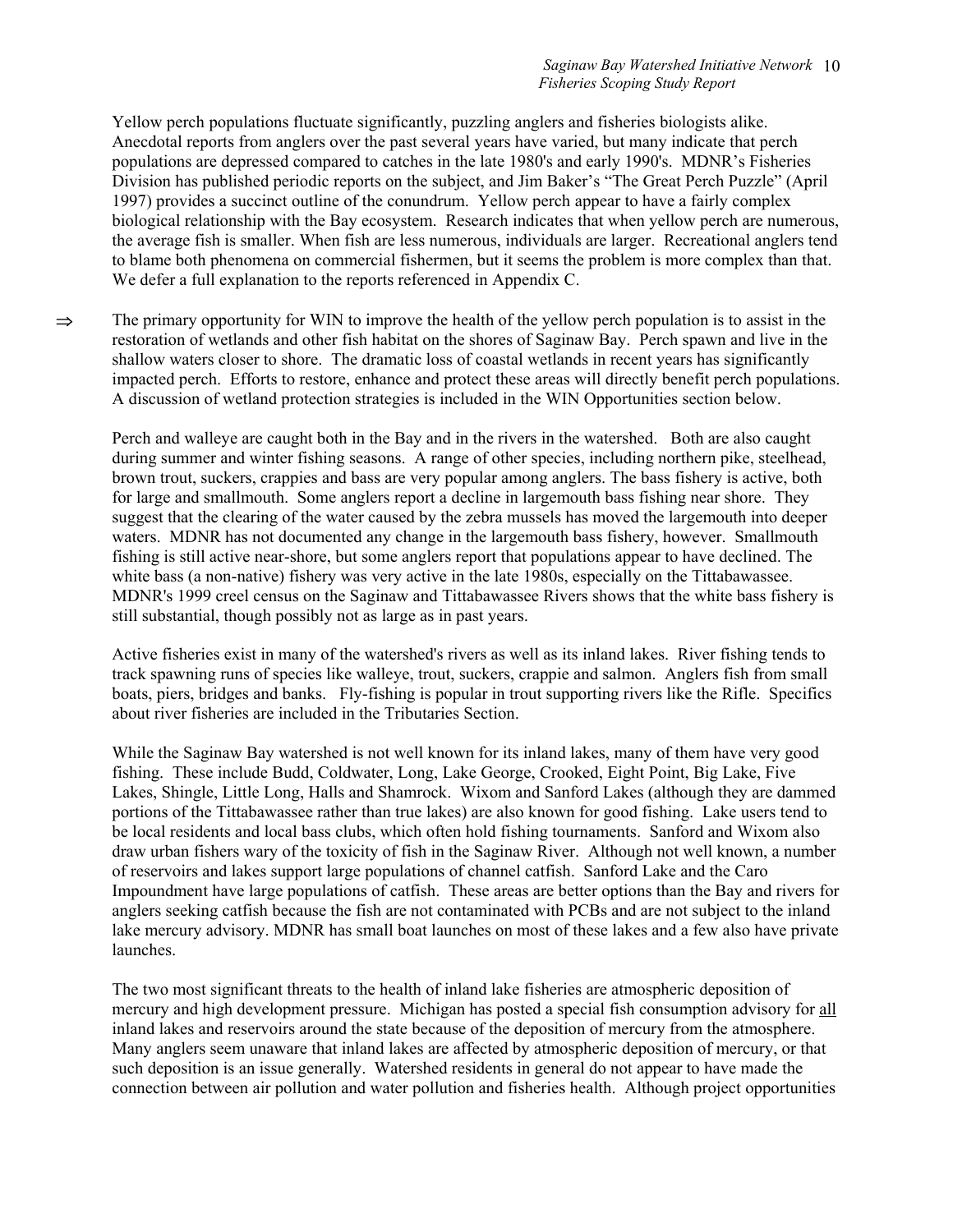Yellow perch populations fluctuate significantly, puzzling anglers and fisheries biologists alike. Anecdotal reports from anglers over the past several years have varied, but many indicate that perch populations are depressed compared to catches in the late 1980's and early 1990's. MDNR's Fisheries Division has published periodic reports on the subject, and Jim Baker's "The Great Perch Puzzle" (April 1997) provides a succinct outline of the conundrum. Yellow perch appear to have a fairly complex biological relationship with the Bay ecosystem. Research indicates that when yellow perch are numerous, the average fish is smaller. When fish are less numerous, individuals are larger. Recreational anglers tend to blame both phenomena on commercial fishermen, but it seems the problem is more complex than that. We defer a full explanation to the reports referenced in Appendix C.

⇒ The primary opportunity for WIN to improve the health of the yellow perch population is to assist in the restoration of wetlands and other fish habitat on the shores of Saginaw Bay. Perch spawn and live in the shallow waters closer to shore. The dramatic loss of coastal wetlands in recent years has significantly impacted perch. Efforts to restore, enhance and protect these areas will directly benefit perch populations. A discussion of wetland protection strategies is included in the WIN Opportunities section below.

Perch and walleye are caught both in the Bay and in the rivers in the watershed. Both are also caught during summer and winter fishing seasons. A range of other species, including northern pike, steelhead, brown trout, suckers, crappies and bass are very popular among anglers. The bass fishery is active, both for large and smallmouth. Some anglers report a decline in largemouth bass fishing near shore. They suggest that the clearing of the water caused by the zebra mussels has moved the largemouth into deeper waters. MDNR has not documented any change in the largemouth bass fishery, however. Smallmouth fishing is still active near-shore, but some anglers report that populations appear to have declined. The white bass (a non-native) fishery was very active in the late 1980s, especially on the Tittabawassee. MDNR's 1999 creel census on the Saginaw and Tittabawassee Rivers shows that the white bass fishery is still substantial, though possibly not as large as in past years.

Active fisheries exist in many of the watershed's rivers as well as its inland lakes. River fishing tends to track spawning runs of species like walleye, trout, suckers, crappie and salmon. Anglers fish from small boats, piers, bridges and banks. Fly-fishing is popular in trout supporting rivers like the Rifle. Specifics about river fisheries are included in the Tributaries Section.

While the Saginaw Bay watershed is not well known for its inland lakes, many of them have very good fishing. These include Budd, Coldwater, Long, Lake George, Crooked, Eight Point, Big Lake, Five Lakes, Shingle, Little Long, Halls and Shamrock. Wixom and Sanford Lakes (although they are dammed portions of the Tittabawassee rather than true lakes) are also known for good fishing. Lake users tend to be local residents and local bass clubs, which often hold fishing tournaments. Sanford and Wixom also draw urban fishers wary of the toxicity of fish in the Saginaw River. Although not well known, a number of reservoirs and lakes support large populations of channel catfish. Sanford Lake and the Caro Impoundment have large populations of catfish. These areas are better options than the Bay and rivers for anglers seeking catfish because the fish are not contaminated with PCBs and are not subject to the inland lake mercury advisory. MDNR has small boat launches on most of these lakes and a few also have private launches.

The two most significant threats to the health of inland lake fisheries are atmospheric deposition of mercury and high development pressure. Michigan has posted a special fish consumption advisory for <u>all</u> inland lakes and reservoirs around the state because of the deposition of mercury from the atmosphere. Many anglers seem unaware that inland lakes are affected by atmospheric deposition of mercury, or that such deposition is an issue generally. Watershed residents in general do not appear to have made the connection between air pollution and water pollution and fisheries health. Although project opportunities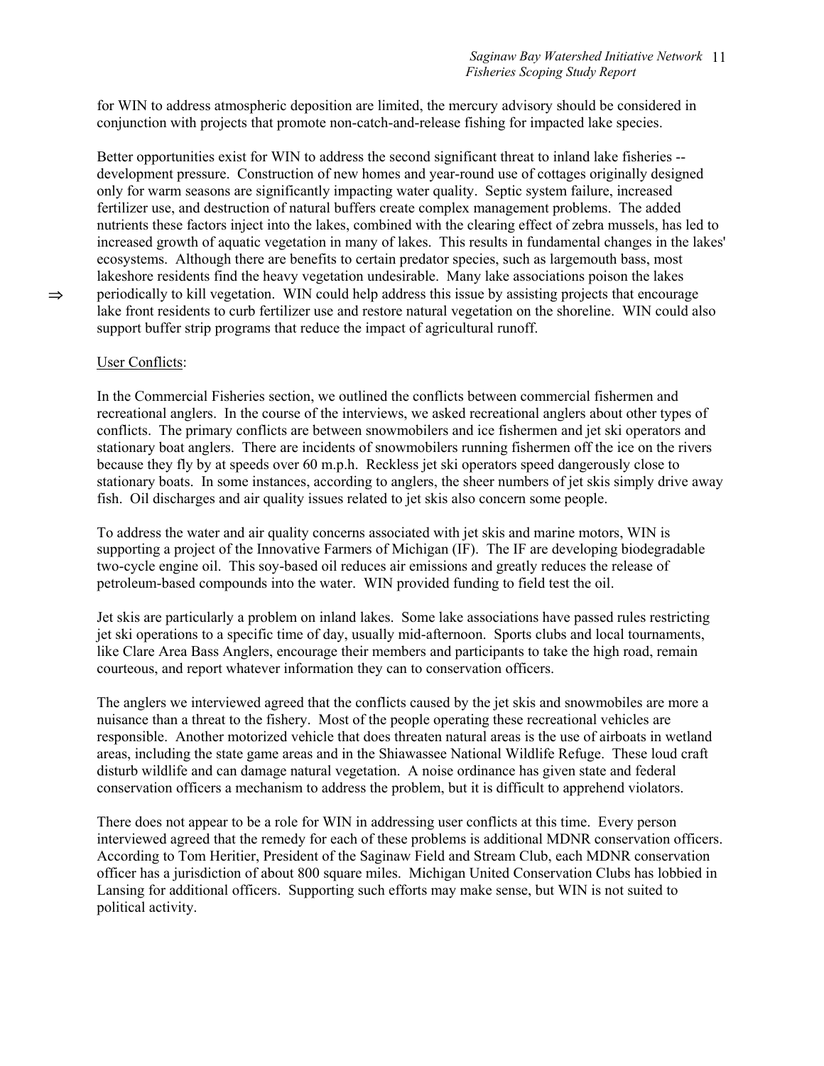for WIN to address atmospheric deposition are limited, the mercury advisory should be considered in conjunction with projects that promote non-catch-and-release fishing for impacted lake species.

Better opportunities exist for WIN to address the second significant threat to inland lake fisheries -- development pressure. Construction of new homes and year-round use of cottages originally designed only for warm seasons are significantly impacting water quality. Septic system failure, increased fertilizer use, and destruction of natural buffers create complex management problems. The added nutrients these factors inject into the lakes, combined with the clearing effect of zebra mussels, has led to increased growth of aquatic vegetation in many of lakes. This results in fundamental changes in the lakes' ecosystems. Although there are benefits to certain predator species, such as largemouth bass, most lakeshore residents find the heavy vegetation undesirable. Many lake associations poison the lakes periodically to kill vegetation. ⇒ WIN could help address this issue by assisting projects that encourage lake front residents to curb fertilizer use and restore natural vegetation on the shoreline. WIN could also support buffer strip programs that reduce the impact of agricultural runoff.

<u>User Conflicts</u>:

In the Commercial Fisheries section, we outlined the conflicts between commercial fishermen and recreational anglers. In the course of the interviews, we asked recreational anglers about other types of conflicts. The primary conflicts are between snowmobilers and ice fishermen and jet ski operators and stationary boat anglers. There are incidents of snowmobilers running fishermen off the ice on the rivers because they fly by at speeds over 60 m.p.h. Reckless jet ski operators speed dangerously close to stationary boats. In some instances, according to anglers, the sheer numbers of jet skis simply drive away fish. Oil discharges and air quality issues related to jet skis also concern some people.

To address the water and air quality concerns associated with jet skis and marine motors, WIN is supporting a project of the Innovative Farmers of Michigan (IF). The IF are developing biodegradable two-cycle engine oil. This soy-based oil reduces air emissions and greatly reduces the release of petroleum-based compounds into the water. WIN provided funding to field test the oil.

Jet skis are particularly a problem on inland lakes. Some lake associations have passed rules restricting jet ski operations to a specific time of day, usually mid-afternoon. Sports clubs and local tournaments, like Clare Area Bass Anglers, encourage their members and participants to take the high road, remain courteous, and report whatever information they can to conservation officers.

The anglers we interviewed agreed that the conflicts caused by the jet skis and snowmobiles are more a nuisance than a threat to the fishery. Most of the people operating these recreational vehicles are responsible. Another motorized vehicle that does threaten natural areas is the use of airboats in wetland areas, including the state game areas and in the Shiawassee National Wildlife Refuge. These loud craft disturb wildlife and can damage natural vegetation. A noise ordinance has given state and federal conservation officers a mechanism to address the problem, but it is difficult to apprehend violators.

There does not appear to be a role for WIN in addressing user conflicts at this time. Every person interviewed agreed that the remedy for each of these problems is additional MDNR conservation officers. According to Tom Heritier, President of the Saginaw Field and Stream Club, each MDNR conservation officer has a jurisdiction of about 800 square miles. Michigan United Conservation Clubs has lobbied in Lansing for additional officers. Supporting such efforts may make sense, but WIN is not suited to political activity.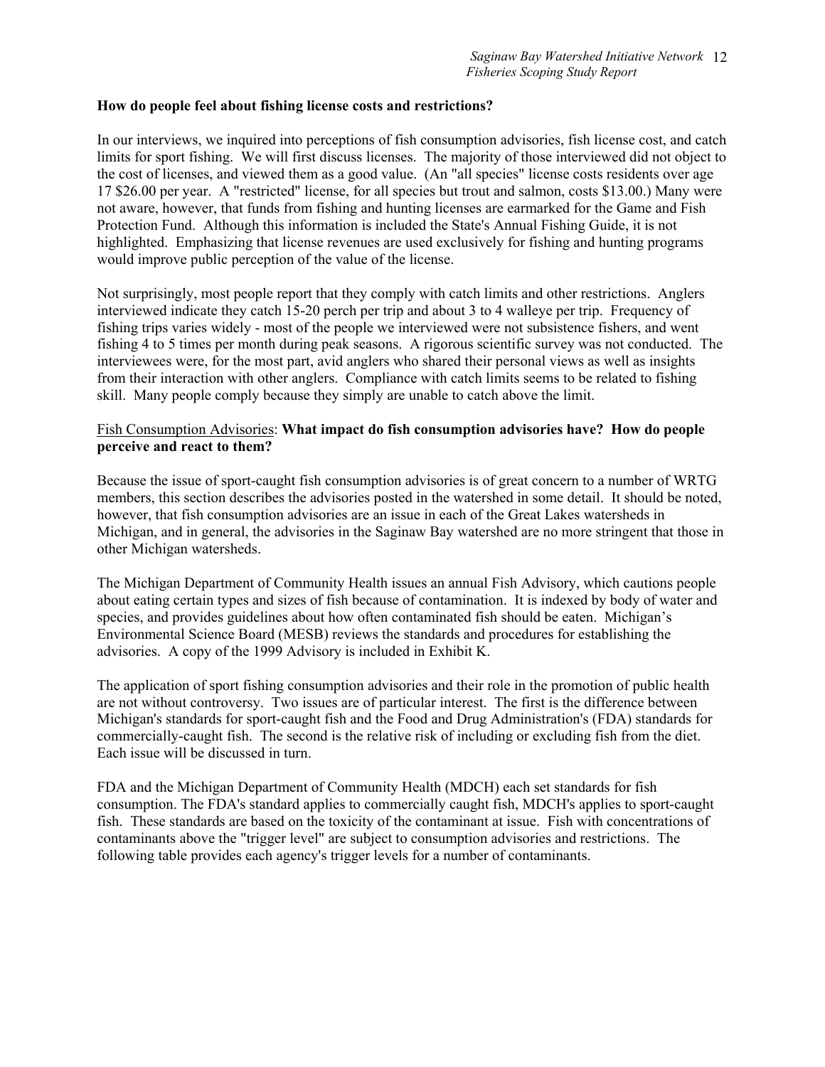**How do people feel about fishing license costs and restrictions?**

In our interviews, we inquired into perceptions of fish consumption advisories, fish license cost, and catch limits for sport fishing. We will first discuss licenses. The majority of those interviewed did not object to the cost of licenses, and viewed them as a good value. (An "all species" license costs residents over age 17 $26.00 per year. A "restricted" license, for all species but trout and salmon, costs $13.00.) Many were not aware, however, that funds from fishing and hunting licenses are earmarked for the Game and Fish Protection Fund. Although this information is included the State's Annual Fishing Guide, it is not highlighted. Emphasizing that license revenues are used exclusively for fishing and hunting programs would improve public perception of the value of the license.

Not surprisingly, most people report that they comply with catch limits and other restrictions. Anglers interviewed indicate they catch 15-20 perch per trip and about 3 to 4 walleye per trip. Frequency of fishing trips varies widely - most of the people we interviewed were not subsistence fishers, and went fishing 4 to 5 times per month during peak seasons. A rigorous scientific survey was not conducted. The interviewees were, for the most part, avid anglers who shared their personal views as well as insights from their interaction with other anglers. Compliance with catch limits seems to be related to fishing skill. Many people comply because they simply are unable to catch above the limit.

Fish Consumption Advisories: **What impact do fish consumption advisories have? How do people perceive and react to them?**

Because the issue of sport-caught fish consumption advisories is of great concern to a number of WRTG members, this section describes the advisories posted in the watershed in some detail. It should be noted, however, that fish consumption advisories are an issue in each of the Great Lakes watersheds in Michigan, and in general, the advisories in the Saginaw Bay watershed are no more stringent that those in other Michigan watersheds.

The Michigan Department of Community Health issues an annual Fish Advisory, which cautions people about eating certain types and sizes of fish because of contamination. It is indexed by body of water and species, and provides guidelines about how often contaminated fish should be eaten. Michigan's Environmental Science Board (MESB) reviews the standards and procedures for establishing the advisories. A copy of the 1999 Advisory is included in Exhibit K.

The application of sport fishing consumption advisories and their role in the promotion of public health are not without controversy. Two issues are of particular interest. The first is the difference between Michigan's standards for sport-caught fish and the Food and Drug Administration's (FDA) standards for commercially-caught fish. The second is the relative risk of including or excluding fish from the diet. Each issue will be discussed in turn.

FDA and the Michigan Department of Community Health (MDCH) each set standards for fish consumption. The FDA's standard applies to commercially caught fish, MDCH's applies to sport-caught fish. These standards are based on the toxicity of the contaminant at issue. Fish with concentrations of contaminants above the "trigger level" are subject to consumption advisories and restrictions. The following table provides each agency's trigger levels for a number of contaminants.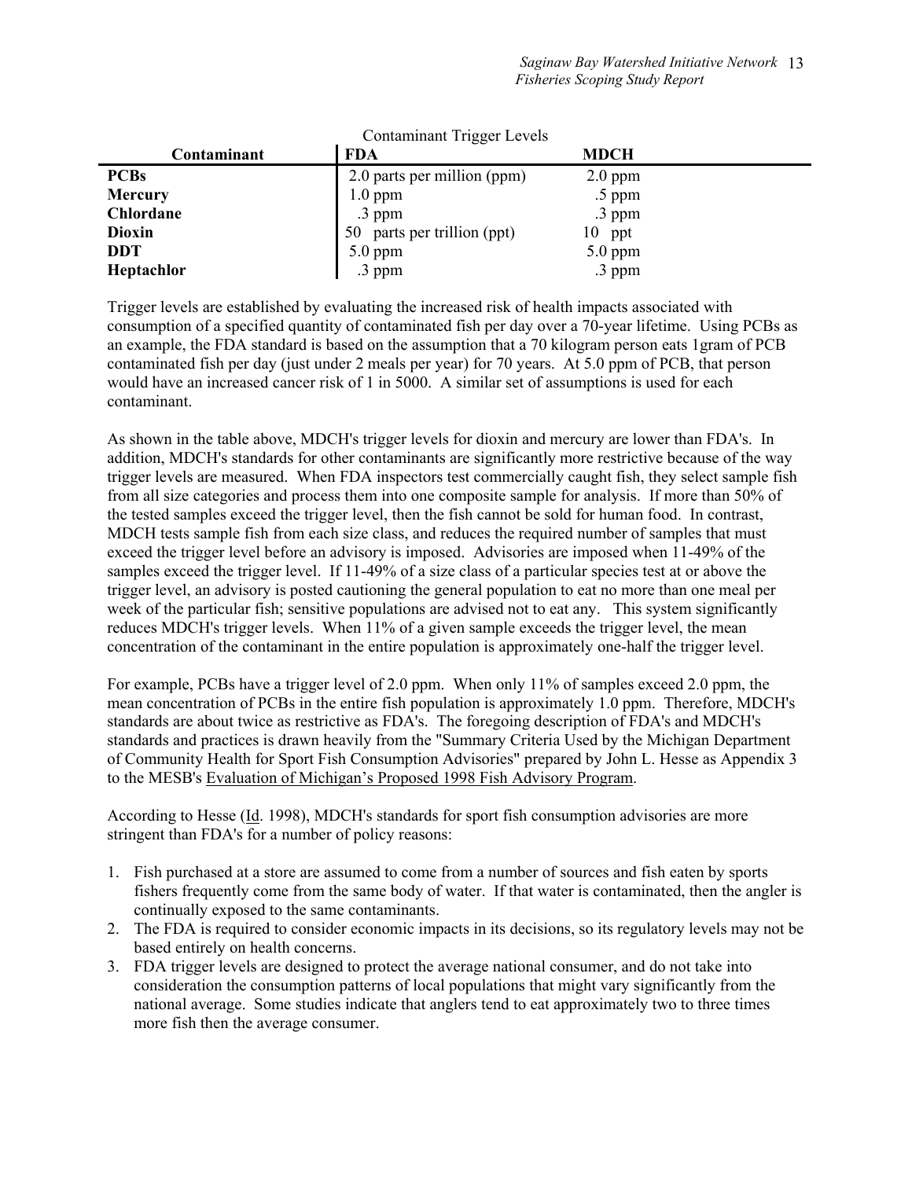Contaminant Trigger Levels

| Contaminant | FDA | MDCH |
|---|---|---|
| **PCBs** | 2.0 parts per million (ppm) | 2.0 ppm |
| **Mercury** | 1.0 ppm | .5 ppm |
| **Chlordane** | .3 ppm | .3 ppm |
| **Dioxin** | 50 parts per trillion (ppt) | 10 ppt |
| **DDT** | 5.0 ppm | 5.0 ppm |
| **Heptachlor** | .3 ppm | .3 ppm |

Trigger levels are established by evaluating the increased risk of health impacts associated with consumption of a specified quantity of contaminated fish per day over a 70-year lifetime. Using PCBs as an example, the FDA standard is based on the assumption that a 70 kilogram person eats 1gram of PCB contaminated fish per day (just under 2 meals per year) for 70 years. At 5.0 ppm of PCB, that person would have an increased cancer risk of 1 in 5000. A similar set of assumptions is used for each contaminant.

As shown in the table above, MDCH's trigger levels for dioxin and mercury are lower than FDA's. In addition, MDCH's standards for other contaminants are significantly more restrictive because of the way trigger levels are measured. When FDA inspectors test commercially caught fish, they select sample fish from all size categories and process them into one composite sample for analysis. If more than 50% of the tested samples exceed the trigger level, then the fish cannot be sold for human food. In contrast, MDCH tests sample fish from each size class, and reduces the required number of samples that must exceed the trigger level before an advisory is imposed. Advisories are imposed when 11-49% of the samples exceed the trigger level. If 11-49% of a size class of a particular species test at or above the trigger level, an advisory is posted cautioning the general population to eat no more than one meal per week of the particular fish; sensitive populations are advised not to eat any. This system significantly reduces MDCH's trigger levels. When 11% of a given sample exceeds the trigger level, the mean concentration of the contaminant in the entire population is approximately one-half the trigger level.

For example, PCBs have a trigger level of 2.0 ppm. When only 11% of samples exceed 2.0 ppm, the mean concentration of PCBs in the entire fish population is approximately 1.0 ppm. Therefore, MDCH's standards are about twice as restrictive as FDA's. The foregoing description of FDA's and MDCH's standards and practices is drawn heavily from the "Summary Criteria Used by the Michigan Department of Community Health for Sport Fish Consumption Advisories" prepared by John L. Hesse as Appendix 3 to the MESB's Evaluation of Michigan's Proposed 1998 Fish Advisory Program.

According to Hesse (Id. 1998), MDCH's standards for sport fish consumption advisories are more stringent than FDA's for a number of policy reasons:

1. Fish purchased at a store are assumed to come from a number of sources and fish eaten by sports fishers frequently come from the same body of water. If that water is contaminated, then the angler is continually exposed to the same contaminants.
2. The FDA is required to consider economic impacts in its decisions, so its regulatory levels may not be based entirely on health concerns.
3. FDA trigger levels are designed to protect the average national consumer, and do not take into consideration the consumption patterns of local populations that might vary significantly from the national average. Some studies indicate that anglers tend to eat approximately two to three times more fish then the average consumer.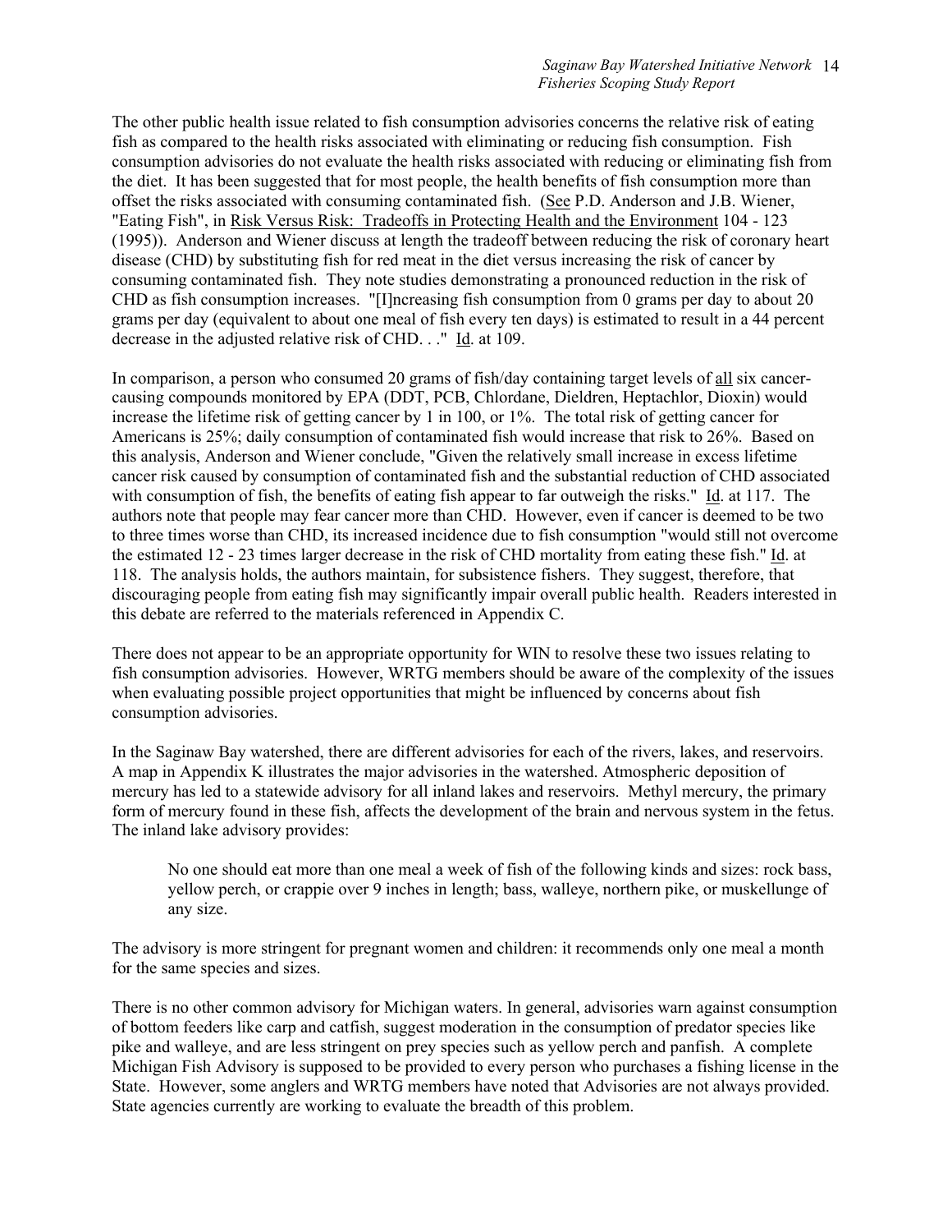The other public health issue related to fish consumption advisories concerns the relative risk of eating fish as compared to the health risks associated with eliminating or reducing fish consumption. Fish consumption advisories do not evaluate the health risks associated with reducing or eliminating fish from the diet. It has been suggested that for most people, the health benefits of fish consumption more than offset the risks associated with consuming contaminated fish. (See P.D. Anderson and J.B. Wiener, "Eating Fish", in Risk Versus Risk: Tradeoffs in Protecting Health and the Environment 104 - 123 (1995)). Anderson and Wiener discuss at length the tradeoff between reducing the risk of coronary heart disease (CHD) by substituting fish for red meat in the diet versus increasing the risk of cancer by consuming contaminated fish. They note studies demonstrating a pronounced reduction in the risk of CHD as fish consumption increases. "[I]ncreasing fish consumption from 0 grams per day to about 20 grams per day (equivalent to about one meal of fish every ten days) is estimated to result in a 44 percent decrease in the adjusted relative risk of CHD. . ." Id. at 109.

In comparison, a person who consumed 20 grams of fish/day containing target levels of all six cancer-causing compounds monitored by EPA (DDT, PCB, Chlordane, Dieldren, Heptachlor, Dioxin) would increase the lifetime risk of getting cancer by 1 in 100, or 1%. The total risk of getting cancer for Americans is 25%; daily consumption of contaminated fish would increase that risk to 26%. Based on this analysis, Anderson and Wiener conclude, "Given the relatively small increase in excess lifetime cancer risk caused by consumption of contaminated fish and the substantial reduction of CHD associated with consumption of fish, the benefits of eating fish appear to far outweigh the risks." Id. at 117. The authors note that people may fear cancer more than CHD. However, even if cancer is deemed to be two to three times worse than CHD, its increased incidence due to fish consumption "would still not overcome the estimated 12 - 23 times larger decrease in the risk of CHD mortality from eating these fish." Id. at 118. The analysis holds, the authors maintain, for subsistence fishers. They suggest, therefore, that discouraging people from eating fish may significantly impair overall public health. Readers interested in this debate are referred to the materials referenced in Appendix C.

There does not appear to be an appropriate opportunity for WIN to resolve these two issues relating to fish consumption advisories. However, WRTG members should be aware of the complexity of the issues when evaluating possible project opportunities that might be influenced by concerns about fish consumption advisories.

In the Saginaw Bay watershed, there are different advisories for each of the rivers, lakes, and reservoirs. A map in Appendix K illustrates the major advisories in the watershed. Atmospheric deposition of mercury has led to a statewide advisory for all inland lakes and reservoirs. Methyl mercury, the primary form of mercury found in these fish, affects the development of the brain and nervous system in the fetus. The inland lake advisory provides:

> No one should eat more than one meal a week of fish of the following kinds and sizes: rock bass, yellow perch, or crappie over 9 inches in length; bass, walleye, northern pike, or muskellunge of any size.

The advisory is more stringent for pregnant women and children: it recommends only one meal a month for the same species and sizes.

There is no other common advisory for Michigan waters. In general, advisories warn against consumption of bottom feeders like carp and catfish, suggest moderation in the consumption of predator species like pike and walleye, and are less stringent on prey species such as yellow perch and panfish. A complete Michigan Fish Advisory is supposed to be provided to every person who purchases a fishing license in the State. However, some anglers and WRTG members have noted that Advisories are not always provided. State agencies currently are working to evaluate the breadth of this problem.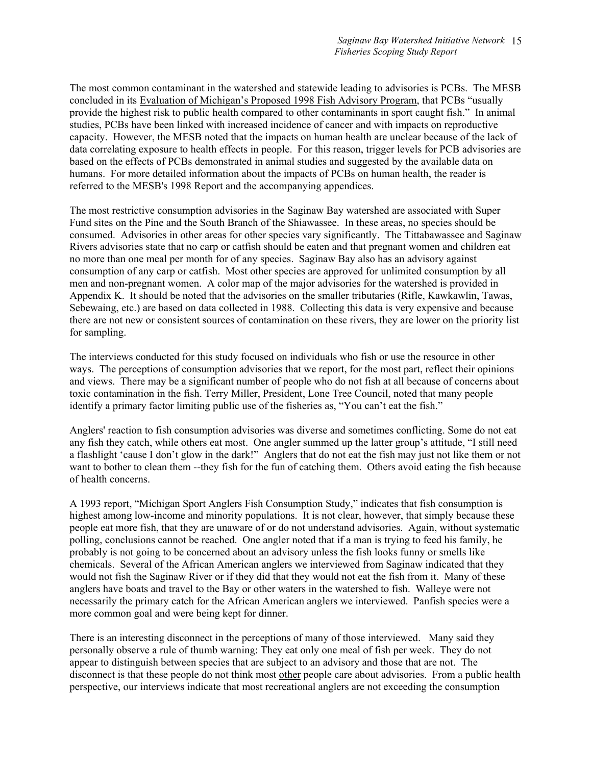The most common contaminant in the watershed and statewide leading to advisories is PCBs. The MESB concluded in its Evaluation of Michigan's Proposed 1998 Fish Advisory Program, that PCBs "usually provide the highest risk to public health compared to other contaminants in sport caught fish." In animal studies, PCBs have been linked with increased incidence of cancer and with impacts on reproductive capacity. However, the MESB noted that the impacts on human health are unclear because of the lack of data correlating exposure to health effects in people. For this reason, trigger levels for PCB advisories are based on the effects of PCBs demonstrated in animal studies and suggested by the available data on humans. For more detailed information about the impacts of PCBs on human health, the reader is referred to the MESB's 1998 Report and the accompanying appendices.

The most restrictive consumption advisories in the Saginaw Bay watershed are associated with Super Fund sites on the Pine and the South Branch of the Shiawassee. In these areas, no species should be consumed. Advisories in other areas for other species vary significantly. The Tittabawassee and Saginaw Rivers advisories state that no carp or catfish should be eaten and that pregnant women and children eat no more than one meal per month for of any species. Saginaw Bay also has an advisory against consumption of any carp or catfish. Most other species are approved for unlimited consumption by all men and non-pregnant women. A color map of the major advisories for the watershed is provided in Appendix K. It should be noted that the advisories on the smaller tributaries (Rifle, Kawkawlin, Tawas, Sebewaing, etc.) are based on data collected in 1988. Collecting this data is very expensive and because there are not new or consistent sources of contamination on these rivers, they are lower on the priority list for sampling.

The interviews conducted for this study focused on individuals who fish or use the resource in other ways. The perceptions of consumption advisories that we report, for the most part, reflect their opinions and views. There may be a significant number of people who do not fish at all because of concerns about toxic contamination in the fish. Terry Miller, President, Lone Tree Council, noted that many people identify a primary factor limiting public use of the fisheries as, "You can't eat the fish."

Anglers' reaction to fish consumption advisories was diverse and sometimes conflicting. Some do not eat any fish they catch, while others eat most. One angler summed up the latter group's attitude, "I still need a flashlight 'cause I don't glow in the dark!" Anglers that do not eat the fish may just not like them or not want to bother to clean them --they fish for the fun of catching them. Others avoid eating the fish because of health concerns.

A 1993 report, "Michigan Sport Anglers Fish Consumption Study," indicates that fish consumption is highest among low-income and minority populations. It is not clear, however, that simply because these people eat more fish, that they are unaware of or do not understand advisories. Again, without systematic polling, conclusions cannot be reached. One angler noted that if a man is trying to feed his family, he probably is not going to be concerned about an advisory unless the fish looks funny or smells like chemicals. Several of the African American anglers we interviewed from Saginaw indicated that they would not fish the Saginaw River or if they did that they would not eat the fish from it. Many of these anglers have boats and travel to the Bay or other waters in the watershed to fish. Walleye were not necessarily the primary catch for the African American anglers we interviewed. Panfish species were a more common goal and were being kept for dinner.

There is an interesting disconnect in the perceptions of many of those interviewed. Many said they personally observe a rule of thumb warning: They eat only one meal of fish per week. They do not appear to distinguish between species that are subject to an advisory and those that are not. The disconnect is that these people do not think most other people care about advisories. From a public health perspective, our interviews indicate that most recreational anglers are not exceeding the consumption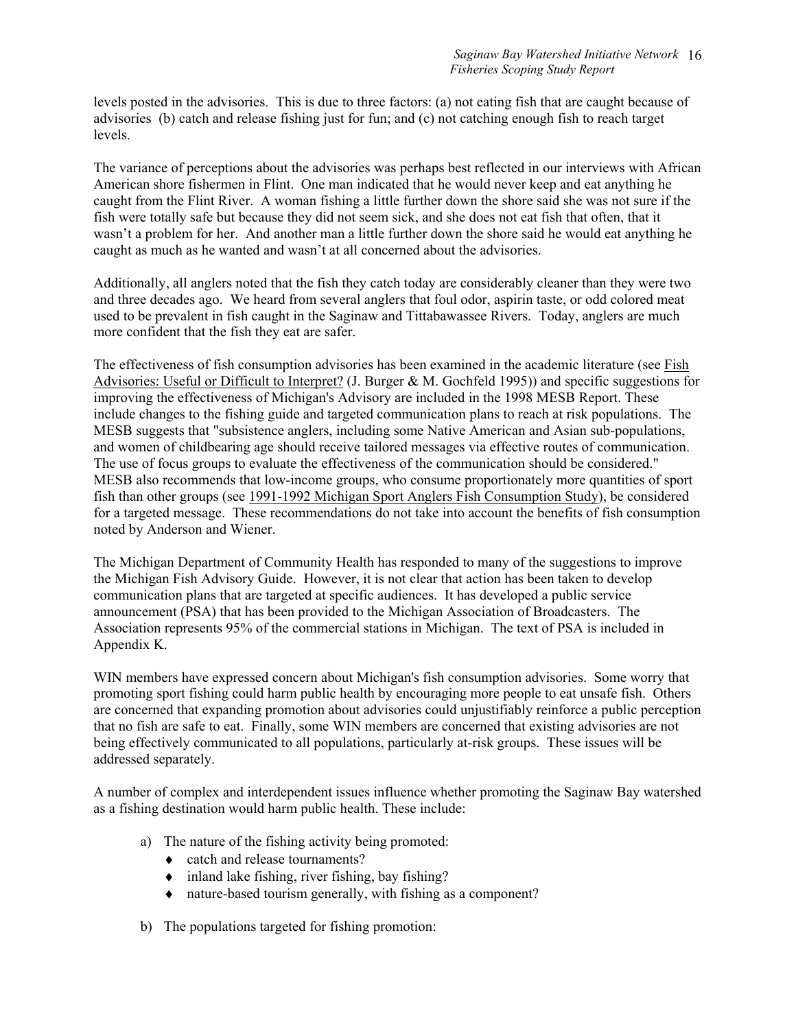levels posted in the advisories. This is due to three factors: (a) not eating fish that are caught because of advisories (b) catch and release fishing just for fun; and (c) not catching enough fish to reach target levels.

The variance of perceptions about the advisories was perhaps best reflected in our interviews with African American shore fishermen in Flint. One man indicated that he would never keep and eat anything he caught from the Flint River. A woman fishing a little further down the shore said she was not sure if the fish were totally safe but because they did not seem sick, and she does not eat fish that often, that it wasn't a problem for her. And another man a little further down the shore said he would eat anything he caught as much as he wanted and wasn't at all concerned about the advisories.

Additionally, all anglers noted that the fish they catch today are considerably cleaner than they were two and three decades ago. We heard from several anglers that foul odor, aspirin taste, or odd colored meat used to be prevalent in fish caught in the Saginaw and Tittabawassee Rivers. Today, anglers are much more confident that the fish they eat are safer.

The effectiveness of fish consumption advisories has been examined in the academic literature (see Fish Advisories: Useful or Difficult to Interpret? (J. Burger & M. Gochfeld 1995)) and specific suggestions for improving the effectiveness of Michigan's Advisory are included in the 1998 MESB Report. These include changes to the fishing guide and targeted communication plans to reach at risk populations. The MESB suggests that "subsistence anglers, including some Native American and Asian sub-populations, and women of childbearing age should receive tailored messages via effective routes of communication. The use of focus groups to evaluate the effectiveness of the communication should be considered." MESB also recommends that low-income groups, who consume proportionately more quantities of sport fish than other groups (see 1991-1992 Michigan Sport Anglers Fish Consumption Study), be considered for a targeted message. These recommendations do not take into account the benefits of fish consumption noted by Anderson and Wiener.

The Michigan Department of Community Health has responded to many of the suggestions to improve the Michigan Fish Advisory Guide. However, it is not clear that action has been taken to develop communication plans that are targeted at specific audiences. It has developed a public service announcement (PSA) that has been provided to the Michigan Association of Broadcasters. The Association represents 95% of the commercial stations in Michigan. The text of PSA is included in Appendix K.

WIN members have expressed concern about Michigan's fish consumption advisories. Some worry that promoting sport fishing could harm public health by encouraging more people to eat unsafe fish. Others are concerned that expanding promotion about advisories could unjustifiably reinforce a public perception that no fish are safe to eat. Finally, some WIN members are concerned that existing advisories are not being effectively communicated to all populations, particularly at-risk groups. These issues will be addressed separately.

A number of complex and interdependent issues influence whether promoting the Saginaw Bay watershed as a fishing destination would harm public health. These include:

a) The nature of the fishing activity being promoted:
   - catch and release tournaments?
   - inland lake fishing, river fishing, bay fishing?
   - nature-based tourism generally, with fishing as a component?

b) The populations targeted for fishing promotion: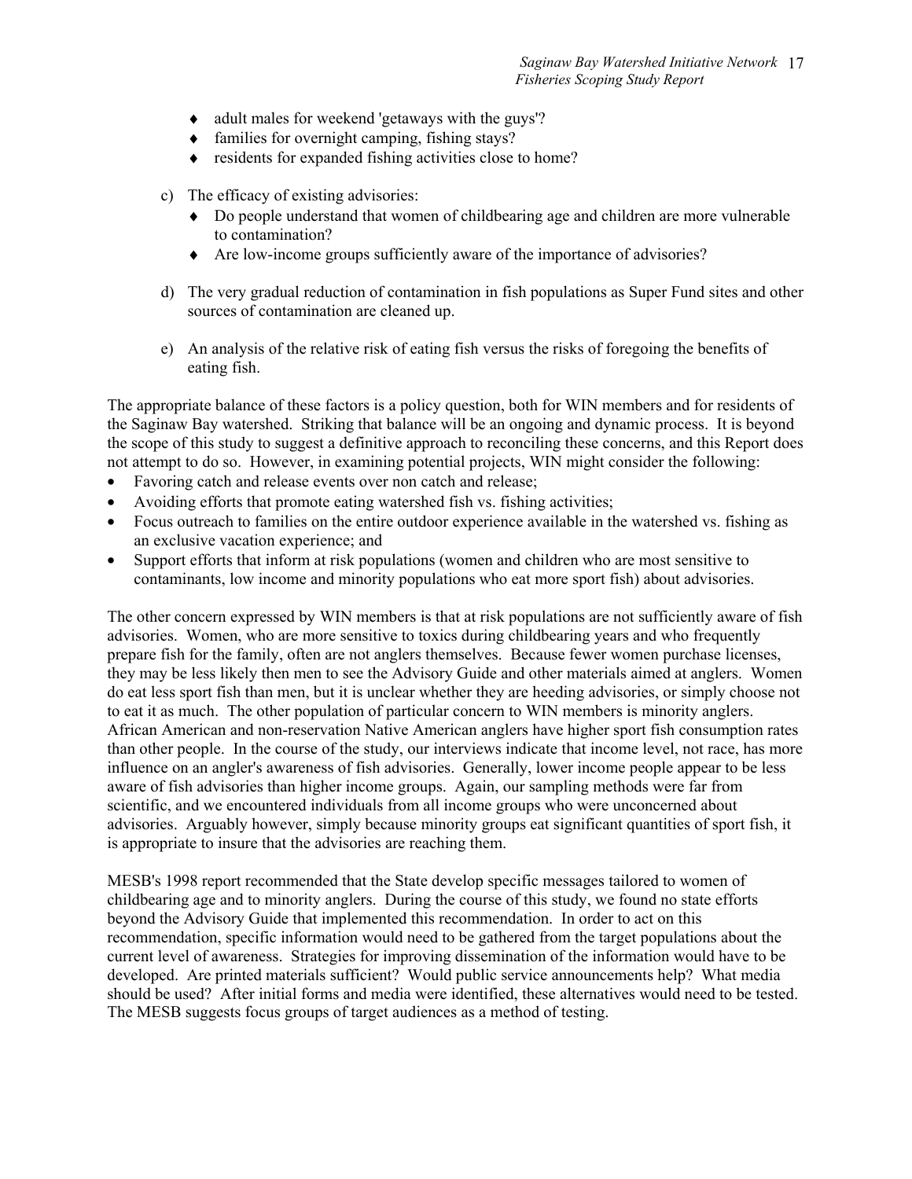- adult males for weekend 'getaways with the guys'?
- families for overnight camping, fishing stays?
- residents for expanded fishing activities close to home?

c) The efficacy of existing advisories:
   - Do people understand that women of childbearing age and children are more vulnerable to contamination?
   - Are low-income groups sufficiently aware of the importance of advisories?

d) The very gradual reduction of contamination in fish populations as Super Fund sites and other sources of contamination are cleaned up.

e) An analysis of the relative risk of eating fish versus the risks of foregoing the benefits of eating fish.

The appropriate balance of these factors is a policy question, both for WIN members and for residents of the Saginaw Bay watershed. Striking that balance will be an ongoing and dynamic process. It is beyond the scope of this study to suggest a definitive approach to reconciling these concerns, and this Report does not attempt to do so. However, in examining potential projects, WIN might consider the following:

- Favoring catch and release events over non catch and release;
- Avoiding efforts that promote eating watershed fish vs. fishing activities;
- Focus outreach to families on the entire outdoor experience available in the watershed vs. fishing as an exclusive vacation experience; and
- Support efforts that inform at risk populations (women and children who are most sensitive to contaminants, low income and minority populations who eat more sport fish) about advisories.

The other concern expressed by WIN members is that at risk populations are not sufficiently aware of fish advisories. Women, who are more sensitive to toxics during childbearing years and who frequently prepare fish for the family, often are not anglers themselves. Because fewer women purchase licenses, they may be less likely then men to see the Advisory Guide and other materials aimed at anglers. Women do eat less sport fish than men, but it is unclear whether they are heeding advisories, or simply choose not to eat it as much. The other population of particular concern to WIN members is minority anglers. African American and non-reservation Native American anglers have higher sport fish consumption rates than other people. In the course of the study, our interviews indicate that income level, not race, has more influence on an angler's awareness of fish advisories. Generally, lower income people appear to be less aware of fish advisories than higher income groups. Again, our sampling methods were far from scientific, and we encountered individuals from all income groups who were unconcerned about advisories. Arguably however, simply because minority groups eat significant quantities of sport fish, it is appropriate to insure that the advisories are reaching them.

MESB's 1998 report recommended that the State develop specific messages tailored to women of childbearing age and to minority anglers. During the course of this study, we found no state efforts beyond the Advisory Guide that implemented this recommendation. In order to act on this recommendation, specific information would need to be gathered from the target populations about the current level of awareness. Strategies for improving dissemination of the information would have to be developed. Are printed materials sufficient? Would public service announcements help? What media should be used? After initial forms and media were identified, these alternatives would need to be tested. The MESB suggests focus groups of target audiences as a method of testing.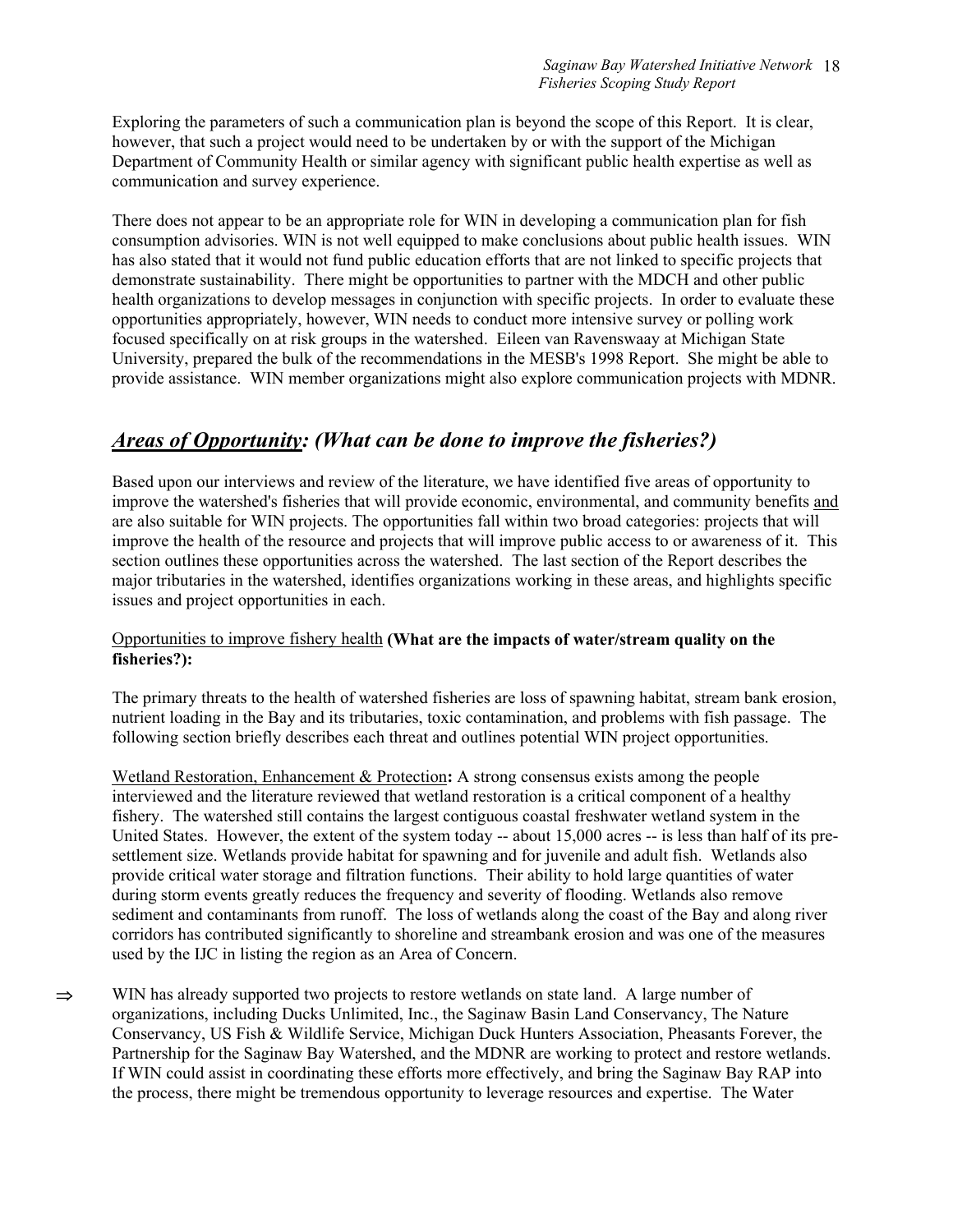Exploring the parameters of such a communication plan is beyond the scope of this Report. It is clear, however, that such a project would need to be undertaken by or with the support of the Michigan Department of Community Health or similar agency with significant public health expertise as well as communication and survey experience.

There does not appear to be an appropriate role for WIN in developing a communication plan for fish consumption advisories. WIN is not well equipped to make conclusions about public health issues. WIN has also stated that it would not fund public education efforts that are not linked to specific projects that demonstrate sustainability. There might be opportunities to partner with the MDCH and other public health organizations to develop messages in conjunction with specific projects. In order to evaluate these opportunities appropriately, however, WIN needs to conduct more intensive survey or polling work focused specifically on at risk groups in the watershed. Eileen van Ravenswaay at Michigan State University, prepared the bulk of the recommendations in the MESB's 1998 Report. She might be able to provide assistance. WIN member organizations might also explore communication projects with MDNR.

## *Areas of Opportunity: (What can be done to improve the fisheries?)*

Based upon our interviews and review of the literature, we have identified five areas of opportunity to improve the watershed's fisheries that will provide economic, environmental, and community benefits and are also suitable for WIN projects. The opportunities fall within two broad categories: projects that will improve the health of the resource and projects that will improve public access to or awareness of it. This section outlines these opportunities across the watershed. The last section of the Report describes the major tributaries in the watershed, identifies organizations working in these areas, and highlights specific issues and project opportunities in each.

Opportunities to improve fishery health **(What are the impacts of water/stream quality on the fisheries?):**

The primary threats to the health of watershed fisheries are loss of spawning habitat, stream bank erosion, nutrient loading in the Bay and its tributaries, toxic contamination, and problems with fish passage. The following section briefly describes each threat and outlines potential WIN project opportunities.

Wetland Restoration, Enhancement & Protection**:** A strong consensus exists among the people interviewed and the literature reviewed that wetland restoration is a critical component of a healthy fishery. The watershed still contains the largest contiguous coastal freshwater wetland system in the United States. However, the extent of the system today -- about 15,000 acres -- is less than half of its pre-settlement size. Wetlands provide habitat for spawning and for juvenile and adult fish. Wetlands also provide critical water storage and filtration functions. Their ability to hold large quantities of water during storm events greatly reduces the frequency and severity of flooding. Wetlands also remove sediment and contaminants from runoff. The loss of wetlands along the coast of the Bay and along river corridors has contributed significantly to shoreline and streambank erosion and was one of the measures used by the IJC in listing the region as an Area of Concern.

⇒ WIN has already supported two projects to restore wetlands on state land. A large number of organizations, including Ducks Unlimited, Inc., the Saginaw Basin Land Conservancy, The Nature Conservancy, US Fish & Wildlife Service, Michigan Duck Hunters Association, Pheasants Forever, the Partnership for the Saginaw Bay Watershed, and the MDNR are working to protect and restore wetlands. If WIN could assist in coordinating these efforts more effectively, and bring the Saginaw Bay RAP into the process, there might be tremendous opportunity to leverage resources and expertise. The Water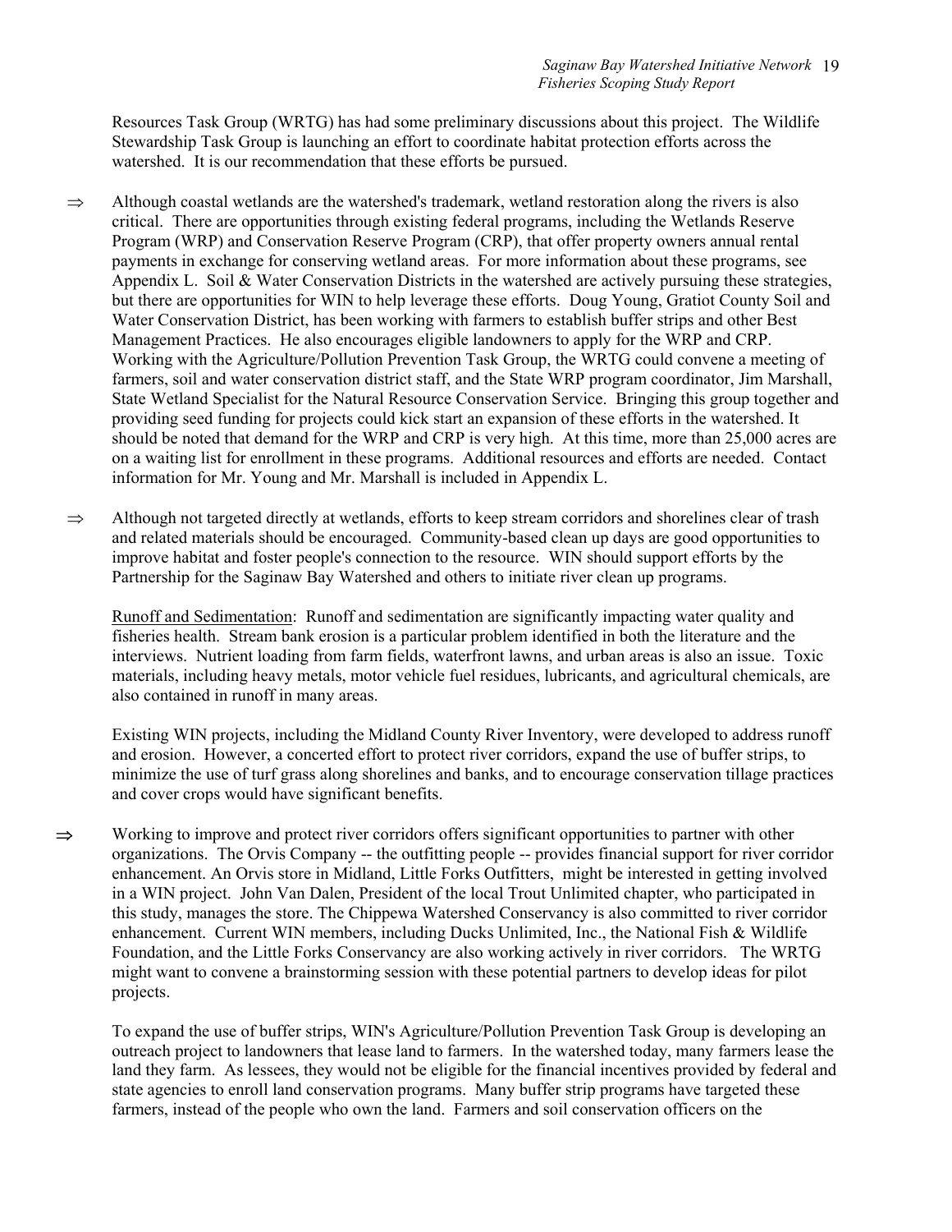Resources Task Group (WRTG) has had some preliminary discussions about this project. The Wildlife Stewardship Task Group is launching an effort to coordinate habitat protection efforts across the watershed. It is our recommendation that these efforts be pursued.

⇒ Although coastal wetlands are the watershed's trademark, wetland restoration along the rivers is also critical. There are opportunities through existing federal programs, including the Wetlands Reserve Program (WRP) and Conservation Reserve Program (CRP), that offer property owners annual rental payments in exchange for conserving wetland areas. For more information about these programs, see Appendix L. Soil & Water Conservation Districts in the watershed are actively pursuing these strategies, but there are opportunities for WIN to help leverage these efforts. Doug Young, Gratiot County Soil and Water Conservation District, has been working with farmers to establish buffer strips and other Best Management Practices. He also encourages eligible landowners to apply for the WRP and CRP. Working with the Agriculture/Pollution Prevention Task Group, the WRTG could convene a meeting of farmers, soil and water conservation district staff, and the State WRP program coordinator, Jim Marshall, State Wetland Specialist for the Natural Resource Conservation Service. Bringing this group together and providing seed funding for projects could kick start an expansion of these efforts in the watershed. It should be noted that demand for the WRP and CRP is very high. At this time, more than 25,000 acres are on a waiting list for enrollment in these programs. Additional resources and efforts are needed. Contact information for Mr. Young and Mr. Marshall is included in Appendix L.

⇒ Although not targeted directly at wetlands, efforts to keep stream corridors and shorelines clear of trash and related materials should be encouraged. Community-based clean up days are good opportunities to improve habitat and foster people's connection to the resource. WIN should support efforts by the Partnership for the Saginaw Bay Watershed and others to initiate river clean up programs.

<u>Runoff and Sedimentation</u>: Runoff and sedimentation are significantly impacting water quality and fisheries health. Stream bank erosion is a particular problem identified in both the literature and the interviews. Nutrient loading from farm fields, waterfront lawns, and urban areas is also an issue. Toxic materials, including heavy metals, motor vehicle fuel residues, lubricants, and agricultural chemicals, are also contained in runoff in many areas.

Existing WIN projects, including the Midland County River Inventory, were developed to address runoff and erosion. However, a concerted effort to protect river corridors, expand the use of buffer strips, to minimize the use of turf grass along shorelines and banks, and to encourage conservation tillage practices and cover crops would have significant benefits.

⇒ Working to improve and protect river corridors offers significant opportunities to partner with other organizations. The Orvis Company -- the outfitting people -- provides financial support for river corridor enhancement. An Orvis store in Midland, Little Forks Outfitters, might be interested in getting involved in a WIN project. John Van Dalen, President of the local Trout Unlimited chapter, who participated in this study, manages the store. The Chippewa Watershed Conservancy is also committed to river corridor enhancement. Current WIN members, including Ducks Unlimited, Inc., the National Fish & Wildlife Foundation, and the Little Forks Conservancy are also working actively in river corridors. The WRTG might want to convene a brainstorming session with these potential partners to develop ideas for pilot projects.

To expand the use of buffer strips, WIN's Agriculture/Pollution Prevention Task Group is developing an outreach project to landowners that lease land to farmers. In the watershed today, many farmers lease the land they farm. As lessees, they would not be eligible for the financial incentives provided by federal and state agencies to enroll land conservation programs. Many buffer strip programs have targeted these farmers, instead of the people who own the land. Farmers and soil conservation officers on the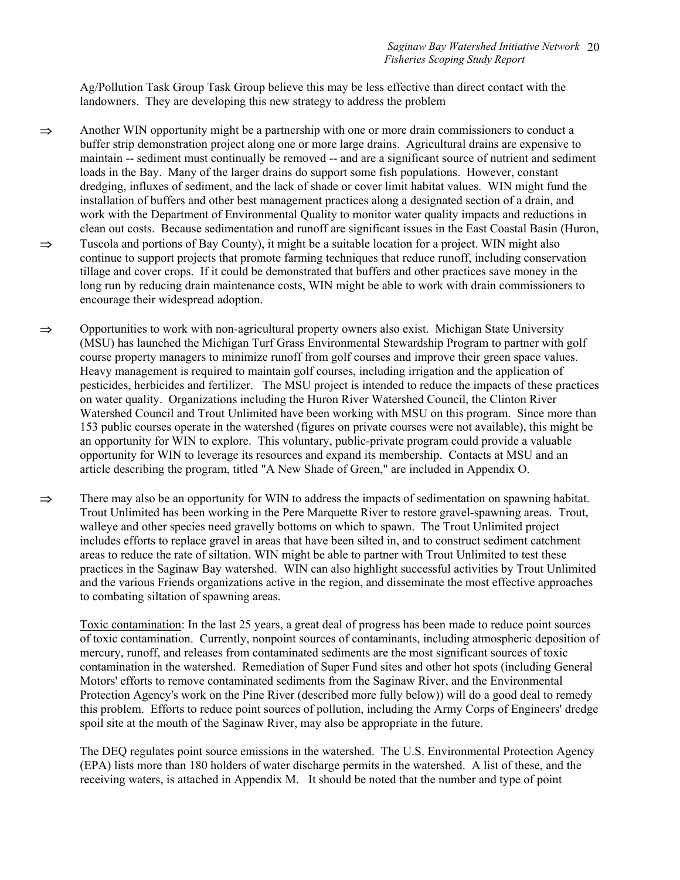Ag/Pollution Task Group Task Group believe this may be less effective than direct contact with the landowners. They are developing this new strategy to address the problem

⇒ Another WIN opportunity might be a partnership with one or more drain commissioners to conduct a buffer strip demonstration project along one or more large drains. Agricultural drains are expensive to maintain -- sediment must continually be removed -- and are a significant source of nutrient and sediment loads in the Bay. Many of the larger drains do support some fish populations. However, constant dredging, influxes of sediment, and the lack of shade or cover limit habitat values. WIN might fund the installation of buffers and other best management practices along a designated section of a drain, and work with the Department of Environmental Quality to monitor water quality impacts and reductions in clean out costs. Because sedimentation and runoff are significant issues in the East Coastal Basin (Huron, Tuscola and portions of Bay County), it might be a suitable location for a project. WIN might also continue to support projects that promote farming techniques that reduce runoff, including conservation tillage and cover crops. If it could be demonstrated that buffers and other practices save money in the long run by reducing drain maintenance costs, WIN might be able to work with drain commissioners to encourage their widespread adoption.

⇒ Opportunities to work with non-agricultural property owners also exist. Michigan State University (MSU) has launched the Michigan Turf Grass Environmental Stewardship Program to partner with golf course property managers to minimize runoff from golf courses and improve their green space values. Heavy management is required to maintain golf courses, including irrigation and the application of pesticides, herbicides and fertilizer. The MSU project is intended to reduce the impacts of these practices on water quality. Organizations including the Huron River Watershed Council, the Clinton River Watershed Council and Trout Unlimited have been working with MSU on this program. Since more than 153 public courses operate in the watershed (figures on private courses were not available), this might be an opportunity for WIN to explore. This voluntary, public-private program could provide a valuable opportunity for WIN to leverage its resources and expand its membership. Contacts at MSU and an article describing the program, titled "A New Shade of Green," are included in Appendix O.

⇒ There may also be an opportunity for WIN to address the impacts of sedimentation on spawning habitat. Trout Unlimited has been working in the Pere Marquette River to restore gravel-spawning areas. Trout, walleye and other species need gravelly bottoms on which to spawn. The Trout Unlimited project includes efforts to replace gravel in areas that have been silted in, and to construct sediment catchment areas to reduce the rate of siltation. WIN might be able to partner with Trout Unlimited to test these practices in the Saginaw Bay watershed. WIN can also highlight successful activities by Trout Unlimited and the various Friends organizations active in the region, and disseminate the most effective approaches to combating siltation of spawning areas.

<u>Toxic contamination</u>: In the last 25 years, a great deal of progress has been made to reduce point sources of toxic contamination. Currently, nonpoint sources of contaminants, including atmospheric deposition of mercury, runoff, and releases from contaminated sediments are the most significant sources of toxic contamination in the watershed. Remediation of Super Fund sites and other hot spots (including General Motors' efforts to remove contaminated sediments from the Saginaw River, and the Environmental Protection Agency's work on the Pine River (described more fully below)) will do a good deal to remedy this problem. Efforts to reduce point sources of pollution, including the Army Corps of Engineers' dredge spoil site at the mouth of the Saginaw River, may also be appropriate in the future.

The DEQ regulates point source emissions in the watershed. The U.S. Environmental Protection Agency (EPA) lists more than 180 holders of water discharge permits in the watershed. A list of these, and the receiving waters, is attached in Appendix M. It should be noted that the number and type of point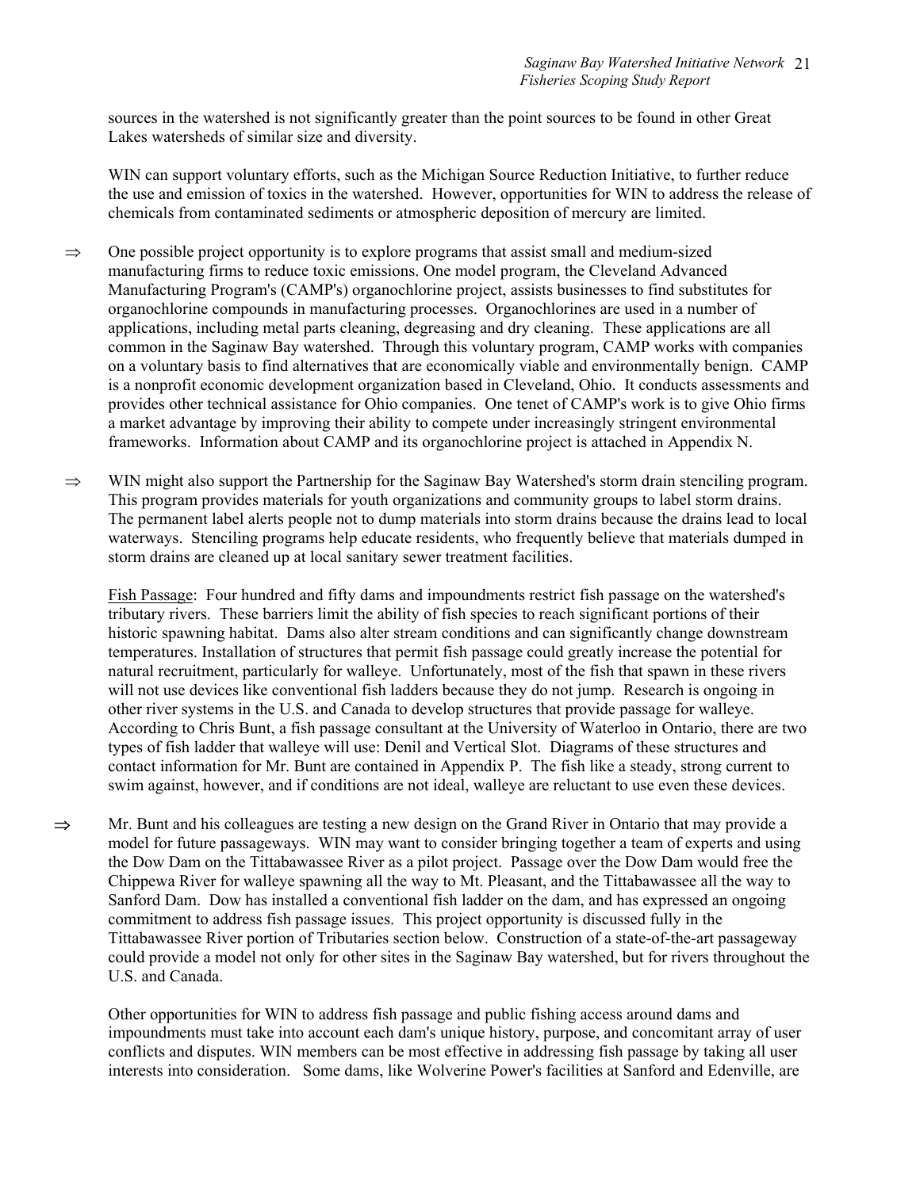sources in the watershed is not significantly greater than the point sources to be found in other Great Lakes watersheds of similar size and diversity.

WIN can support voluntary efforts, such as the Michigan Source Reduction Initiative, to further reduce the use and emission of toxics in the watershed. However, opportunities for WIN to address the release of chemicals from contaminated sediments or atmospheric deposition of mercury are limited.

⇒ One possible project opportunity is to explore programs that assist small and medium-sized manufacturing firms to reduce toxic emissions. One model program, the Cleveland Advanced Manufacturing Program's (CAMP's) organochlorine project, assists businesses to find substitutes for organochlorine compounds in manufacturing processes. Organochlorines are used in a number of applications, including metal parts cleaning, degreasing and dry cleaning. These applications are all common in the Saginaw Bay watershed. Through this voluntary program, CAMP works with companies on a voluntary basis to find alternatives that are economically viable and environmentally benign. CAMP is a nonprofit economic development organization based in Cleveland, Ohio. It conducts assessments and provides other technical assistance for Ohio companies. One tenet of CAMP's work is to give Ohio firms a market advantage by improving their ability to compete under increasingly stringent environmental frameworks. Information about CAMP and its organochlorine project is attached in Appendix N.

⇒ WIN might also support the Partnership for the Saginaw Bay Watershed's storm drain stenciling program. This program provides materials for youth organizations and community groups to label storm drains. The permanent label alerts people not to dump materials into storm drains because the drains lead to local waterways. Stenciling programs help educate residents, who frequently believe that materials dumped in storm drains are cleaned up at local sanitary sewer treatment facilities.

Fish Passage: Four hundred and fifty dams and impoundments restrict fish passage on the watershed's tributary rivers. These barriers limit the ability of fish species to reach significant portions of their historic spawning habitat. Dams also alter stream conditions and can significantly change downstream temperatures. Installation of structures that permit fish passage could greatly increase the potential for natural recruitment, particularly for walleye. Unfortunately, most of the fish that spawn in these rivers will not use devices like conventional fish ladders because they do not jump. Research is ongoing in other river systems in the U.S. and Canada to develop structures that provide passage for walleye. According to Chris Bunt, a fish passage consultant at the University of Waterloo in Ontario, there are two types of fish ladder that walleye will use: Denil and Vertical Slot. Diagrams of these structures and contact information for Mr. Bunt are contained in Appendix P. The fish like a steady, strong current to swim against, however, and if conditions are not ideal, walleye are reluctant to use even these devices.

⇒ Mr. Bunt and his colleagues are testing a new design on the Grand River in Ontario that may provide a model for future passageways. WIN may want to consider bringing together a team of experts and using the Dow Dam on the Tittabawassee River as a pilot project. Passage over the Dow Dam would free the Chippewa River for walleye spawning all the way to Mt. Pleasant, and the Tittabawassee all the way to Sanford Dam. Dow has installed a conventional fish ladder on the dam, and has expressed an ongoing commitment to address fish passage issues. This project opportunity is discussed fully in the Tittabawassee River portion of Tributaries section below. Construction of a state-of-the-art passageway could provide a model not only for other sites in the Saginaw Bay watershed, but for rivers throughout the U.S. and Canada.

Other opportunities for WIN to address fish passage and public fishing access around dams and impoundments must take into account each dam's unique history, purpose, and concomitant array of user conflicts and disputes. WIN members can be most effective in addressing fish passage by taking all user interests into consideration. Some dams, like Wolverine Power's facilities at Sanford and Edenville, are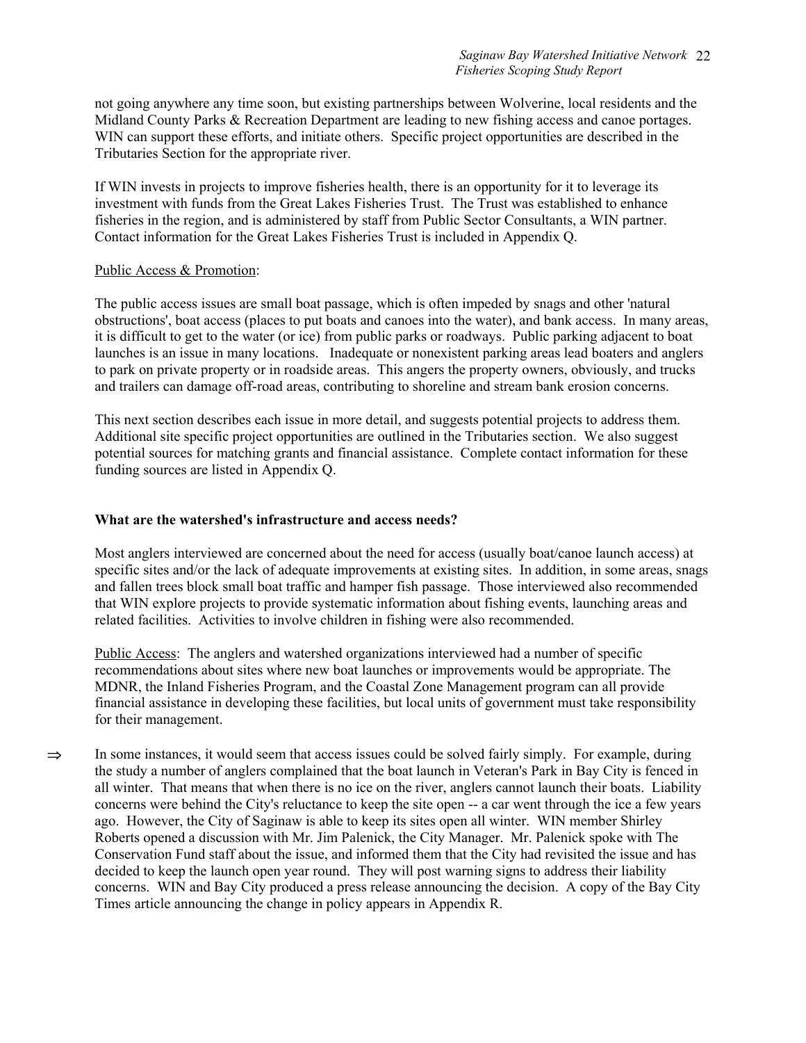not going anywhere any time soon, but existing partnerships between Wolverine, local residents and the Midland County Parks & Recreation Department are leading to new fishing access and canoe portages. WIN can support these efforts, and initiate others. Specific project opportunities are described in the Tributaries Section for the appropriate river.

If WIN invests in projects to improve fisheries health, there is an opportunity for it to leverage its investment with funds from the Great Lakes Fisheries Trust. The Trust was established to enhance fisheries in the region, and is administered by staff from Public Sector Consultants, a WIN partner. Contact information for the Great Lakes Fisheries Trust is included in Appendix Q.

<u>Public Access & Promotion</u>:

The public access issues are small boat passage, which is often impeded by snags and other 'natural obstructions', boat access (places to put boats and canoes into the water), and bank access. In many areas, it is difficult to get to the water (or ice) from public parks or roadways. Public parking adjacent to boat launches is an issue in many locations. Inadequate or nonexistent parking areas lead boaters and anglers to park on private property or in roadside areas. This angers the property owners, obviously, and trucks and trailers can damage off-road areas, contributing to shoreline and stream bank erosion concerns.

This next section describes each issue in more detail, and suggests potential projects to address them. Additional site specific project opportunities are outlined in the Tributaries section. We also suggest potential sources for matching grants and financial assistance. Complete contact information for these funding sources are listed in Appendix Q.

**What are the watershed's infrastructure and access needs?**

Most anglers interviewed are concerned about the need for access (usually boat/canoe launch access) at specific sites and/or the lack of adequate improvements at existing sites. In addition, in some areas, snags and fallen trees block small boat traffic and hamper fish passage. Those interviewed also recommended that WIN explore projects to provide systematic information about fishing events, launching areas and related facilities. Activities to involve children in fishing were also recommended.

<u>Public Access</u>: The anglers and watershed organizations interviewed had a number of specific recommendations about sites where new boat launches or improvements would be appropriate. The MDNR, the Inland Fisheries Program, and the Coastal Zone Management program can all provide financial assistance in developing these facilities, but local units of government must take responsibility for their management.

⇒ In some instances, it would seem that access issues could be solved fairly simply. For example, during the study a number of anglers complained that the boat launch in Veteran's Park in Bay City is fenced in all winter. That means that when there is no ice on the river, anglers cannot launch their boats. Liability concerns were behind the City's reluctance to keep the site open -- a car went through the ice a few years ago. However, the City of Saginaw is able to keep its sites open all winter. WIN member Shirley Roberts opened a discussion with Mr. Jim Palenick, the City Manager. Mr. Palenick spoke with The Conservation Fund staff about the issue, and informed them that the City had revisited the issue and has decided to keep the launch open year round. They will post warning signs to address their liability concerns. WIN and Bay City produced a press release announcing the decision. A copy of the Bay City Times article announcing the change in policy appears in Appendix R.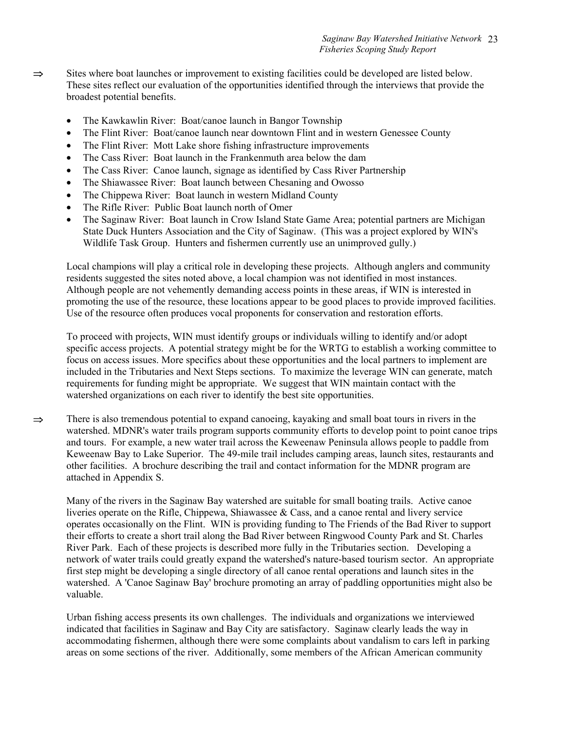⇒ Sites where boat launches or improvement to existing facilities could be developed are listed below. These sites reflect our evaluation of the opportunities identified through the interviews that provide the broadest potential benefits.

- The Kawkawlin River: Boat/canoe launch in Bangor Township
- The Flint River: Boat/canoe launch near downtown Flint and in western Genessee County
- The Flint River: Mott Lake shore fishing infrastructure improvements
- The Cass River: Boat launch in the Frankenmuth area below the dam
- The Cass River: Canoe launch, signage as identified by Cass River Partnership
- The Shiawassee River: Boat launch between Chesaning and Owosso
- The Chippewa River: Boat launch in western Midland County
- The Rifle River: Public Boat launch north of Omer
- The Saginaw River: Boat launch in Crow Island State Game Area; potential partners are Michigan State Duck Hunters Association and the City of Saginaw. (This was a project explored by WIN's Wildlife Task Group. Hunters and fishermen currently use an unimproved gully.)

Local champions will play a critical role in developing these projects. Although anglers and community residents suggested the sites noted above, a local champion was not identified in most instances. Although people are not vehemently demanding access points in these areas, if WIN is interested in promoting the use of the resource, these locations appear to be good places to provide improved facilities. Use of the resource often produces vocal proponents for conservation and restoration efforts.

To proceed with projects, WIN must identify groups or individuals willing to identify and/or adopt specific access projects. A potential strategy might be for the WRTG to establish a working committee to focus on access issues. More specifics about these opportunities and the local partners to implement are included in the Tributaries and Next Steps sections. To maximize the leverage WIN can generate, match requirements for funding might be appropriate. We suggest that WIN maintain contact with the watershed organizations on each river to identify the best site opportunities.

⇒ There is also tremendous potential to expand canoeing, kayaking and small boat tours in rivers in the watershed. MDNR's water trails program supports community efforts to develop point to point canoe trips and tours. For example, a new water trail across the Keweenaw Peninsula allows people to paddle from Keweenaw Bay to Lake Superior. The 49-mile trail includes camping areas, launch sites, restaurants and other facilities. A brochure describing the trail and contact information for the MDNR program are attached in Appendix S.

Many of the rivers in the Saginaw Bay watershed are suitable for small boating trails. Active canoe liveries operate on the Rifle, Chippewa, Shiawassee & Cass, and a canoe rental and livery service operates occasionally on the Flint. WIN is providing funding to The Friends of the Bad River to support their efforts to create a short trail along the Bad River between Ringwood County Park and St. Charles River Park. Each of these projects is described more fully in the Tributaries section. Developing a network of water trails could greatly expand the watershed's nature-based tourism sector. An appropriate first step might be developing a single directory of all canoe rental operations and launch sites in the watershed. A 'Canoe Saginaw Bay' brochure promoting an array of paddling opportunities might also be valuable.

Urban fishing access presents its own challenges. The individuals and organizations we interviewed indicated that facilities in Saginaw and Bay City are satisfactory. Saginaw clearly leads the way in accommodating fishermen, although there were some complaints about vandalism to cars left in parking areas on some sections of the river. Additionally, some members of the African American community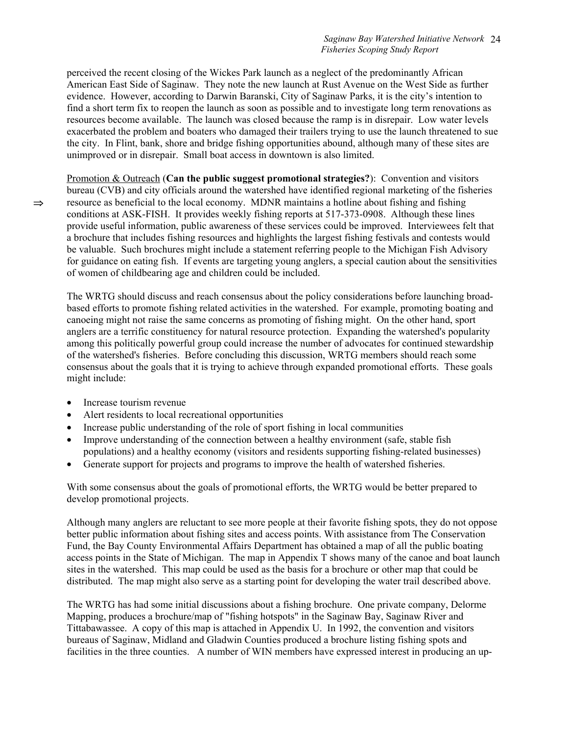perceived the recent closing of the Wickes Park launch as a neglect of the predominantly African American East Side of Saginaw. They note the new launch at Rust Avenue on the West Side as further evidence. However, according to Darwin Baranski, City of Saginaw Parks, it is the city's intention to find a short term fix to reopen the launch as soon as possible and to investigate long term renovations as resources become available. The launch was closed because the ramp is in disrepair. Low water levels exacerbated the problem and boaters who damaged their trailers trying to use the launch threatened to sue the city. In Flint, bank, shore and bridge fishing opportunities abound, although many of these sites are unimproved or in disrepair. Small boat access in downtown is also limited.

⇒ Promotion & Outreach (**Can the public suggest promotional strategies?**): Convention and visitors bureau (CVB) and city officials around the watershed have identified regional marketing of the fisheries resource as beneficial to the local economy. MDNR maintains a hotline about fishing and fishing conditions at ASK-FISH. It provides weekly fishing reports at 517-373-0908. Although these lines provide useful information, public awareness of these services could be improved. Interviewees felt that a brochure that includes fishing resources and highlights the largest fishing festivals and contests would be valuable. Such brochures might include a statement referring people to the Michigan Fish Advisory for guidance on eating fish. If events are targeting young anglers, a special caution about the sensitivities of women of childbearing age and children could be included.

The WRTG should discuss and reach consensus about the policy considerations before launching broad-based efforts to promote fishing related activities in the watershed. For example, promoting boating and canoeing might not raise the same concerns as promoting of fishing might. On the other hand, sport anglers are a terrific constituency for natural resource protection. Expanding the watershed's popularity among this politically powerful group could increase the number of advocates for continued stewardship of the watershed's fisheries. Before concluding this discussion, WRTG members should reach some consensus about the goals that it is trying to achieve through expanded promotional efforts. These goals might include:

- Increase tourism revenue
- Alert residents to local recreational opportunities
- Increase public understanding of the role of sport fishing in local communities
- Improve understanding of the connection between a healthy environment (safe, stable fish populations) and a healthy economy (visitors and residents supporting fishing-related businesses)
- Generate support for projects and programs to improve the health of watershed fisheries.

With some consensus about the goals of promotional efforts, the WRTG would be better prepared to develop promotional projects.

Although many anglers are reluctant to see more people at their favorite fishing spots, they do not oppose better public information about fishing sites and access points. With assistance from The Conservation Fund, the Bay County Environmental Affairs Department has obtained a map of all the public boating access points in the State of Michigan. The map in Appendix T shows many of the canoe and boat launch sites in the watershed. This map could be used as the basis for a brochure or other map that could be distributed. The map might also serve as a starting point for developing the water trail described above.

The WRTG has had some initial discussions about a fishing brochure. One private company, Delorme Mapping, produces a brochure/map of "fishing hotspots" in the Saginaw Bay, Saginaw River and Tittabawassee. A copy of this map is attached in Appendix U. In 1992, the convention and visitors bureaus of Saginaw, Midland and Gladwin Counties produced a brochure listing fishing spots and facilities in the three counties. A number of WIN members have expressed interest in producing an up-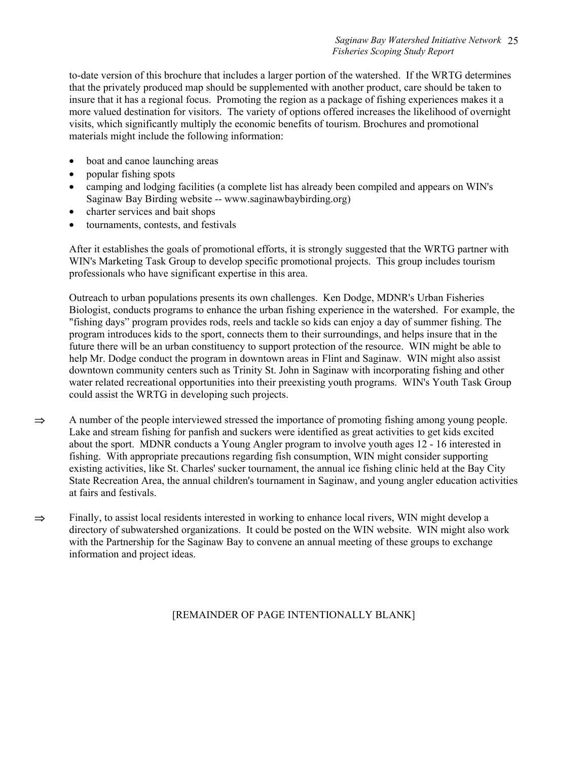to-date version of this brochure that includes a larger portion of the watershed. If the WRTG determines that the privately produced map should be supplemented with another product, care should be taken to insure that it has a regional focus. Promoting the region as a package of fishing experiences makes it a more valued destination for visitors. The variety of options offered increases the likelihood of overnight visits, which significantly multiply the economic benefits of tourism. Brochures and promotional materials might include the following information:

- boat and canoe launching areas
- popular fishing spots
- camping and lodging facilities (a complete list has already been compiled and appears on WIN's Saginaw Bay Birding website -- www.saginawbaybirding.org)
- charter services and bait shops
- tournaments, contests, and festivals

After it establishes the goals of promotional efforts, it is strongly suggested that the WRTG partner with WIN's Marketing Task Group to develop specific promotional projects. This group includes tourism professionals who have significant expertise in this area.

Outreach to urban populations presents its own challenges. Ken Dodge, MDNR's Urban Fisheries Biologist, conducts programs to enhance the urban fishing experience in the watershed. For example, the "fishing days" program provides rods, reels and tackle so kids can enjoy a day of summer fishing. The program introduces kids to the sport, connects them to their surroundings, and helps insure that in the future there will be an urban constituency to support protection of the resource. WIN might be able to help Mr. Dodge conduct the program in downtown areas in Flint and Saginaw. WIN might also assist downtown community centers such as Trinity St. John in Saginaw with incorporating fishing and other water related recreational opportunities into their preexisting youth programs. WIN's Youth Task Group could assist the WRTG in developing such projects.

⇒ A number of the people interviewed stressed the importance of promoting fishing among young people. Lake and stream fishing for panfish and suckers were identified as great activities to get kids excited about the sport. MDNR conducts a Young Angler program to involve youth ages 12 - 16 interested in fishing. With appropriate precautions regarding fish consumption, WIN might consider supporting existing activities, like St. Charles' sucker tournament, the annual ice fishing clinic held at the Bay City State Recreation Area, the annual children's tournament in Saginaw, and young angler education activities at fairs and festivals.

⇒ Finally, to assist local residents interested in working to enhance local rivers, WIN might develop a directory of subwatershed organizations. It could be posted on the WIN website. WIN might also work with the Partnership for the Saginaw Bay to convene an annual meeting of these groups to exchange information and project ideas.

[REMAINDER OF PAGE INTENTIONALLY BLANK]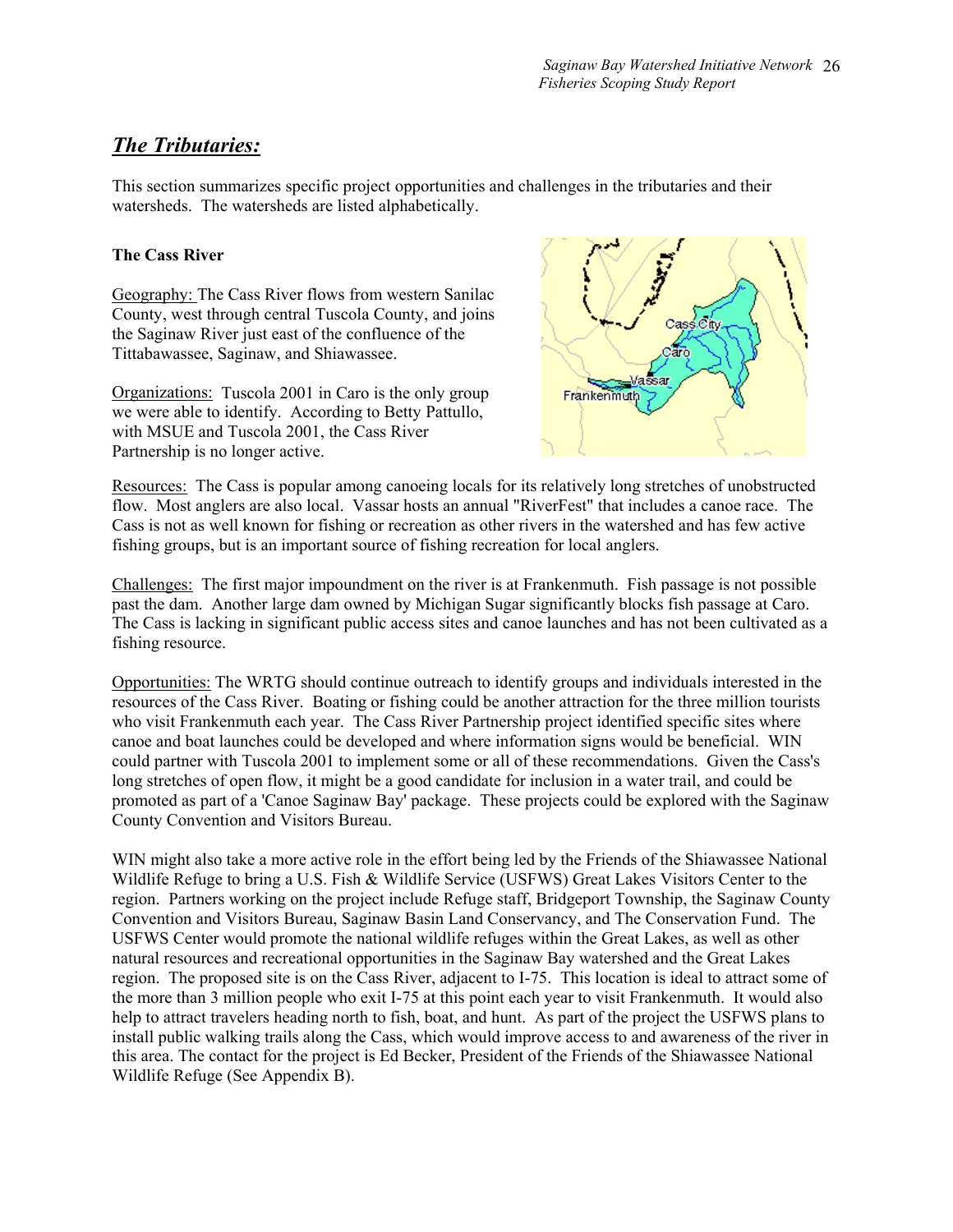## *The Tributaries:*

This section summarizes specific project opportunities and challenges in the tributaries and their watersheds. The watersheds are listed alphabetically.

**The Cass River**

Geography: The Cass River flows from western Sanilac County, west through central Tuscola County, and joins the Saginaw River just east of the confluence of the Tittabawassee, Saginaw, and Shiawassee.

Organizations: Tuscola 2001 in Caro is the only group we were able to identify. According to Betty Pattullo, with MSUE and Tuscola 2001, the Cass River Partnership is no longer active.

Resources: The Cass is popular among canoeing locals for its relatively long stretches of unobstructed flow. Most anglers are also local. Vassar hosts an annual "RiverFest" that includes a canoe race. The Cass is not as well known for fishing or recreation as other rivers in the watershed and has few active fishing groups, but is an important source of fishing recreation for local anglers.

Challenges: The first major impoundment on the river is at Frankenmuth. Fish passage is not possible past the dam. Another large dam owned by Michigan Sugar significantly blocks fish passage at Caro. The Cass is lacking in significant public access sites and canoe launches and has not been cultivated as a fishing resource.

Opportunities: The WRTG should continue outreach to identify groups and individuals interested in the resources of the Cass River. Boating or fishing could be another attraction for the three million tourists who visit Frankenmuth each year. The Cass River Partnership project identified specific sites where canoe and boat launches could be developed and where information signs would be beneficial. WIN could partner with Tuscola 2001 to implement some or all of these recommendations. Given the Cass's long stretches of open flow, it might be a good candidate for inclusion in a water trail, and could be promoted as part of a 'Canoe Saginaw Bay' package. These projects could be explored with the Saginaw County Convention and Visitors Bureau.

WIN might also take a more active role in the effort being led by the Friends of the Shiawassee National Wildlife Refuge to bring a U.S. Fish & Wildlife Service (USFWS) Great Lakes Visitors Center to the region. Partners working on the project include Refuge staff, Bridgeport Township, the Saginaw County Convention and Visitors Bureau, Saginaw Basin Land Conservancy, and The Conservation Fund. The USFWS Center would promote the national wildlife refuges within the Great Lakes, as well as other natural resources and recreational opportunities in the Saginaw Bay watershed and the Great Lakes region. The proposed site is on the Cass River, adjacent to I-75. This location is ideal to attract some of the more than 3 million people who exit I-75 at this point each year to visit Frankenmuth. It would also help to attract travelers heading north to fish, boat, and hunt. As part of the project the USFWS plans to install public walking trails along the Cass, which would improve access to and awareness of the river in this area. The contact for the project is Ed Becker, President of the Friends of the Shiawassee National Wildlife Refuge (See Appendix B).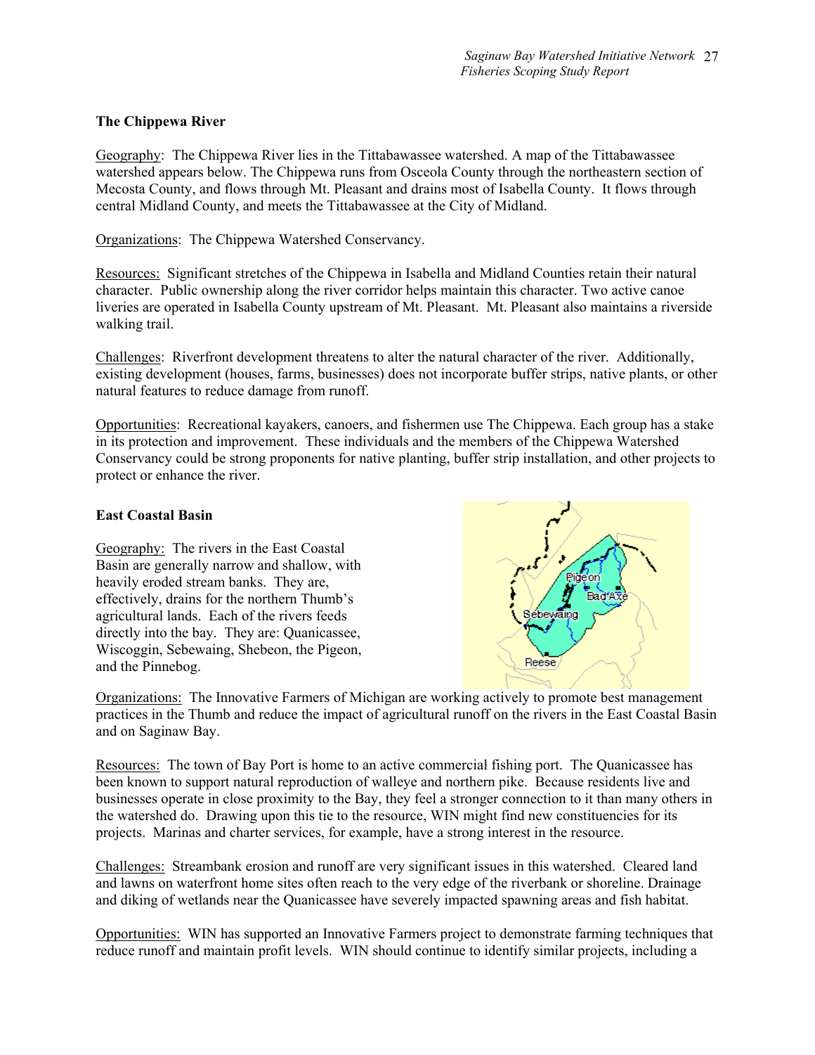### The Chippewa River

Geography: The Chippewa River lies in the Tittabawassee watershed. A map of the Tittabawassee watershed appears below. The Chippewa runs from Osceola County through the northeastern section of Mecosta County, and flows through Mt. Pleasant and drains most of Isabella County. It flows through central Midland County, and meets the Tittabawassee at the City of Midland.

Organizations: The Chippewa Watershed Conservancy.

Resources: Significant stretches of the Chippewa in Isabella and Midland Counties retain their natural character. Public ownership along the river corridor helps maintain this character. Two active canoe liveries are operated in Isabella County upstream of Mt. Pleasant. Mt. Pleasant also maintains a riverside walking trail.

Challenges: Riverfront development threatens to alter the natural character of the river. Additionally, existing development (houses, farms, businesses) does not incorporate buffer strips, native plants, or other natural features to reduce damage from runoff.

Opportunities: Recreational kayakers, canoers, and fishermen use The Chippewa. Each group has a stake in its protection and improvement. These individuals and the members of the Chippewa Watershed Conservancy could be strong proponents for native planting, buffer strip installation, and other projects to protect or enhance the river.

### East Coastal Basin

Geography: The rivers in the East Coastal Basin are generally narrow and shallow, with heavily eroded stream banks. They are, effectively, drains for the northern Thumb's agricultural lands. Each of the rivers feeds directly into the bay. They are: Quanicassee, Wiscoggin, Sebewaing, Shebeon, the Pigeon, and the Pinnebog.

Organizations: The Innovative Farmers of Michigan are working actively to promote best management practices in the Thumb and reduce the impact of agricultural runoff on the rivers in the East Coastal Basin and on Saginaw Bay.

Resources: The town of Bay Port is home to an active commercial fishing port. The Quanicassee has been known to support natural reproduction of walleye and northern pike. Because residents live and businesses operate in close proximity to the Bay, they feel a stronger connection to it than many others in the watershed do. Drawing upon this tie to the resource, WIN might find new constituencies for its projects. Marinas and charter services, for example, have a strong interest in the resource.

Challenges: Streambank erosion and runoff are very significant issues in this watershed. Cleared land and lawns on waterfront home sites often reach to the very edge of the riverbank or shoreline. Drainage and diking of wetlands near the Quanicassee have severely impacted spawning areas and fish habitat.

Opportunities: WIN has supported an Innovative Farmers project to demonstrate farming techniques that reduce runoff and maintain profit levels. WIN should continue to identify similar projects, including a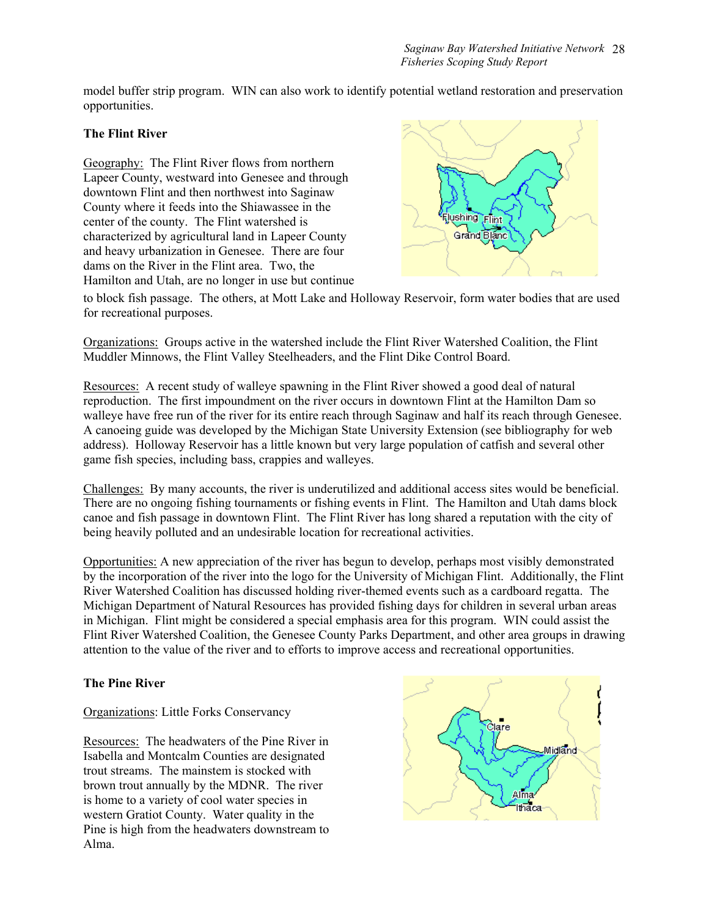model buffer strip program. WIN can also work to identify potential wetland restoration and preservation opportunities.

**The Flint River**

Geography: The Flint River flows from northern Lapeer County, westward into Genesee and through downtown Flint and then northwest into Saginaw County where it feeds into the Shiawassee in the center of the county. The Flint watershed is characterized by agricultural land in Lapeer County and heavy urbanization in Genesee. There are four dams on the River in the Flint area. Two, the Hamilton and Utah, are no longer in use but continue to block fish passage. The others, at Mott Lake and Holloway Reservoir, form water bodies that are used for recreational purposes.

Organizations: Groups active in the watershed include the Flint River Watershed Coalition, the Flint Muddler Minnows, the Flint Valley Steelheaders, and the Flint Dike Control Board.

Resources: A recent study of walleye spawning in the Flint River showed a good deal of natural reproduction. The first impoundment on the river occurs in downtown Flint at the Hamilton Dam so walleye have free run of the river for its entire reach through Saginaw and half its reach through Genesee. A canoeing guide was developed by the Michigan State University Extension (see bibliography for web address). Holloway Reservoir has a little known but very large population of catfish and several other game fish species, including bass, crappies and walleyes.

Challenges: By many accounts, the river is underutilized and additional access sites would be beneficial. There are no ongoing fishing tournaments or fishing events in Flint. The Hamilton and Utah dams block canoe and fish passage in downtown Flint. The Flint River has long shared a reputation with the city of being heavily polluted and an undesirable location for recreational activities.

Opportunities: A new appreciation of the river has begun to develop, perhaps most visibly demonstrated by the incorporation of the river into the logo for the University of Michigan Flint. Additionally, the Flint River Watershed Coalition has discussed holding river-themed events such as a cardboard regatta. The Michigan Department of Natural Resources has provided fishing days for children in several urban areas in Michigan. Flint might be considered a special emphasis area for this program. WIN could assist the Flint River Watershed Coalition, the Genesee County Parks Department, and other area groups in drawing attention to the value of the river and to efforts to improve access and recreational opportunities.

**The Pine River**

Organizations: Little Forks Conservancy

Resources: The headwaters of the Pine River in Isabella and Montcalm Counties are designated trout streams. The mainstem is stocked with brown trout annually by the MDNR. The river is home to a variety of cool water species in western Gratiot County. Water quality in the Pine is high from the headwaters downstream to Alma.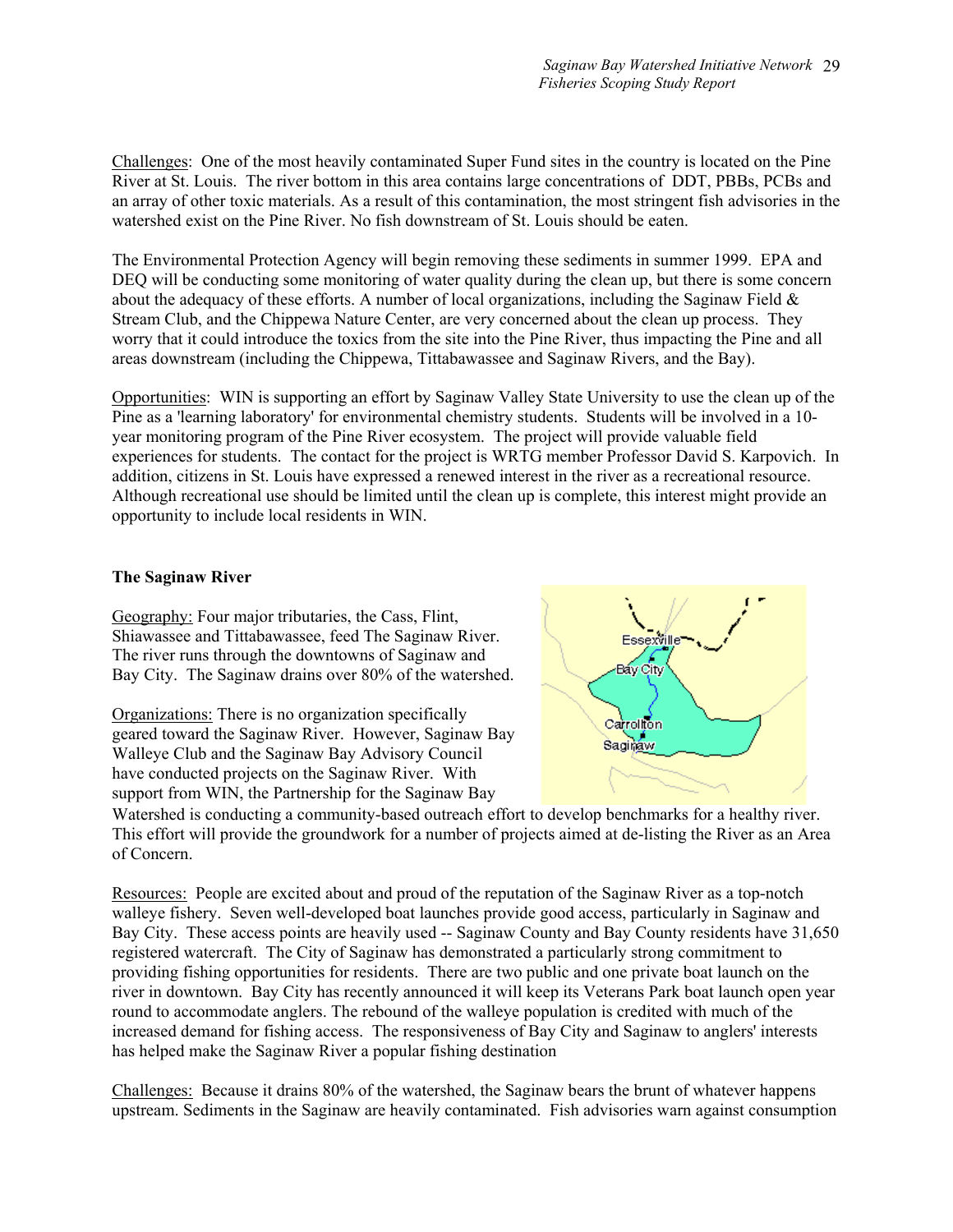Challenges: One of the most heavily contaminated Super Fund sites in the country is located on the Pine River at St. Louis. The river bottom in this area contains large concentrations of DDT, PBBs, PCBs and an array of other toxic materials. As a result of this contamination, the most stringent fish advisories in the watershed exist on the Pine River. No fish downstream of St. Louis should be eaten.

The Environmental Protection Agency will begin removing these sediments in summer 1999. EPA and DEQ will be conducting some monitoring of water quality during the clean up, but there is some concern about the adequacy of these efforts. A number of local organizations, including the Saginaw Field & Stream Club, and the Chippewa Nature Center, are very concerned about the clean up process. They worry that it could introduce the toxics from the site into the Pine River, thus impacting the Pine and all areas downstream (including the Chippewa, Tittabawassee and Saginaw Rivers, and the Bay).

Opportunities: WIN is supporting an effort by Saginaw Valley State University to use the clean up of the Pine as a 'learning laboratory' for environmental chemistry students. Students will be involved in a 10-year monitoring program of the Pine River ecosystem. The project will provide valuable field experiences for students. The contact for the project is WRTG member Professor David S. Karpovich. In addition, citizens in St. Louis have expressed a renewed interest in the river as a recreational resource. Although recreational use should be limited until the clean up is complete, this interest might provide an opportunity to include local residents in WIN.

**The Saginaw River**

Geography: Four major tributaries, the Cass, Flint, Shiawassee and Tittabawassee, feed The Saginaw River. The river runs through the downtowns of Saginaw and Bay City. The Saginaw drains over 80% of the watershed.

Organizations: There is no organization specifically geared toward the Saginaw River. However, Saginaw Bay Walleye Club and the Saginaw Bay Advisory Council have conducted projects on the Saginaw River. With support from WIN, the Partnership for the Saginaw Bay Watershed is conducting a community-based outreach effort to develop benchmarks for a healthy river. This effort will provide the groundwork for a number of projects aimed at de-listing the River as an Area of Concern.

Resources: People are excited about and proud of the reputation of the Saginaw River as a top-notch walleye fishery. Seven well-developed boat launches provide good access, particularly in Saginaw and Bay City. These access points are heavily used -- Saginaw County and Bay County residents have 31,650 registered watercraft. The City of Saginaw has demonstrated a particularly strong commitment to providing fishing opportunities for residents. There are two public and one private boat launch on the river in downtown. Bay City has recently announced it will keep its Veterans Park boat launch open year round to accommodate anglers. The rebound of the walleye population is credited with much of the increased demand for fishing access. The responsiveness of Bay City and Saginaw to anglers' interests has helped make the Saginaw River a popular fishing destination

Challenges: Because it drains 80% of the watershed, the Saginaw bears the brunt of whatever happens upstream. Sediments in the Saginaw are heavily contaminated. Fish advisories warn against consumption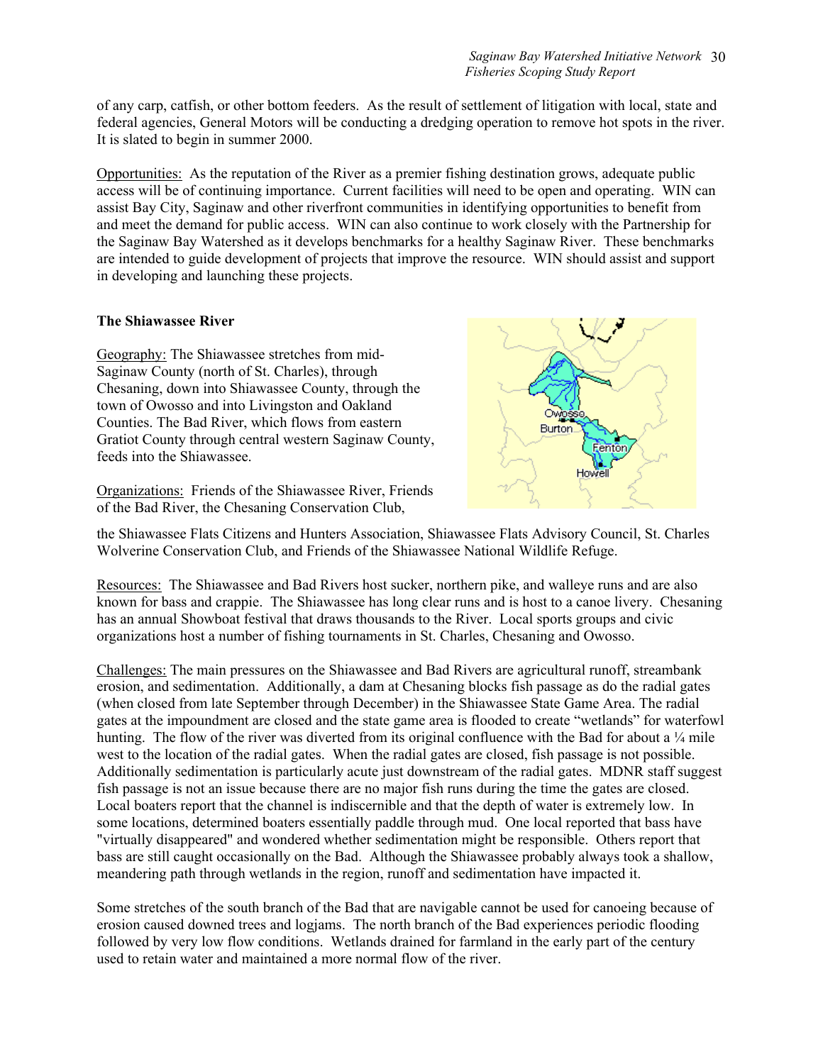of any carp, catfish, or other bottom feeders. As the result of settlement of litigation with local, state and federal agencies, General Motors will be conducting a dredging operation to remove hot spots in the river. It is slated to begin in summer 2000.

Opportunities: As the reputation of the River as a premier fishing destination grows, adequate public access will be of continuing importance. Current facilities will need to be open and operating. WIN can assist Bay City, Saginaw and other riverfront communities in identifying opportunities to benefit from and meet the demand for public access. WIN can also continue to work closely with the Partnership for the Saginaw Bay Watershed as it develops benchmarks for a healthy Saginaw River. These benchmarks are intended to guide development of projects that improve the resource. WIN should assist and support in developing and launching these projects.

**The Shiawassee River**

Geography: The Shiawassee stretches from mid-Saginaw County (north of St. Charles), through Chesaning, down into Shiawassee County, through the town of Owosso and into Livingston and Oakland Counties. The Bad River, which flows from eastern Gratiot County through central western Saginaw County, feeds into the Shiawassee.

Organizations: Friends of the Shiawassee River, Friends of the Bad River, the Chesaning Conservation Club, the Shiawassee Flats Citizens and Hunters Association, Shiawassee Flats Advisory Council, St. Charles Wolverine Conservation Club, and Friends of the Shiawassee National Wildlife Refuge.

Resources: The Shiawassee and Bad Rivers host sucker, northern pike, and walleye runs and are also known for bass and crappie. The Shiawassee has long clear runs and is host to a canoe livery. Chesaning has an annual Showboat festival that draws thousands to the River. Local sports groups and civic organizations host a number of fishing tournaments in St. Charles, Chesaning and Owosso.

Challenges: The main pressures on the Shiawassee and Bad Rivers are agricultural runoff, streambank erosion, and sedimentation. Additionally, a dam at Chesaning blocks fish passage as do the radial gates (when closed from late September through December) in the Shiawassee State Game Area. The radial gates at the impoundment are closed and the state game area is flooded to create "wetlands" for waterfowl hunting. The flow of the river was diverted from its original confluence with the Bad for about a ¼ mile west to the location of the radial gates. When the radial gates are closed, fish passage is not possible. Additionally sedimentation is particularly acute just downstream of the radial gates. MDNR staff suggest fish passage is not an issue because there are no major fish runs during the time the gates are closed. Local boaters report that the channel is indiscernible and that the depth of water is extremely low. In some locations, determined boaters essentially paddle through mud. One local reported that bass have "virtually disappeared" and wondered whether sedimentation might be responsible. Others report that bass are still caught occasionally on the Bad. Although the Shiawassee probably always took a shallow, meandering path through wetlands in the region, runoff and sedimentation have impacted it.

Some stretches of the south branch of the Bad that are navigable cannot be used for canoeing because of erosion caused downed trees and logjams. The north branch of the Bad experiences periodic flooding followed by very low flow conditions. Wetlands drained for farmland in the early part of the century used to retain water and maintained a more normal flow of the river.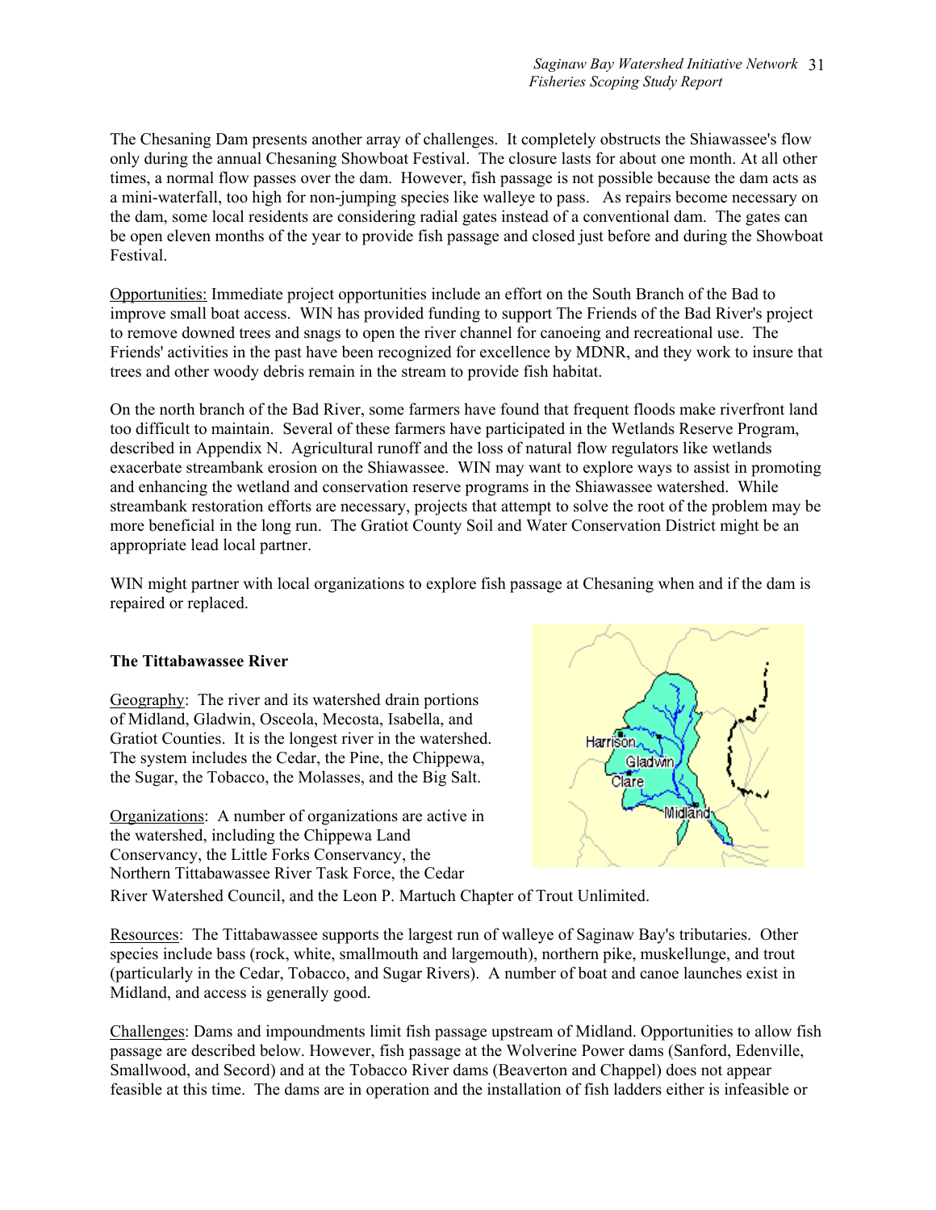The Chesaning Dam presents another array of challenges. It completely obstructs the Shiawassee's flow only during the annual Chesaning Showboat Festival. The closure lasts for about one month. At all other times, a normal flow passes over the dam. However, fish passage is not possible because the dam acts as a mini-waterfall, too high for non-jumping species like walleye to pass. As repairs become necessary on the dam, some local residents are considering radial gates instead of a conventional dam. The gates can be open eleven months of the year to provide fish passage and closed just before and during the Showboat Festival.

Opportunities: Immediate project opportunities include an effort on the South Branch of the Bad to improve small boat access. WIN has provided funding to support The Friends of the Bad River's project to remove downed trees and snags to open the river channel for canoeing and recreational use. The Friends' activities in the past have been recognized for excellence by MDNR, and they work to insure that trees and other woody debris remain in the stream to provide fish habitat.

On the north branch of the Bad River, some farmers have found that frequent floods make riverfront land too difficult to maintain. Several of these farmers have participated in the Wetlands Reserve Program, described in Appendix N. Agricultural runoff and the loss of natural flow regulators like wetlands exacerbate streambank erosion on the Shiawassee. WIN may want to explore ways to assist in promoting and enhancing the wetland and conservation reserve programs in the Shiawassee watershed. While streambank restoration efforts are necessary, projects that attempt to solve the root of the problem may be more beneficial in the long run. The Gratiot County Soil and Water Conservation District might be an appropriate lead local partner.

WIN might partner with local organizations to explore fish passage at Chesaning when and if the dam is repaired or replaced.

### The Tittabawassee River

Geography: The river and its watershed drain portions of Midland, Gladwin, Osceola, Mecosta, Isabella, and Gratiot Counties. It is the longest river in the watershed. The system includes the Cedar, the Pine, the Chippewa, the Sugar, the Tobacco, the Molasses, and the Big Salt.

Organizations: A number of organizations are active in the watershed, including the Chippewa Land Conservancy, the Little Forks Conservancy, the Northern Tittabawassee River Task Force, the Cedar River Watershed Council, and the Leon P. Martuch Chapter of Trout Unlimited.

Resources: The Tittabawassee supports the largest run of walleye of Saginaw Bay's tributaries. Other species include bass (rock, white, smallmouth and largemouth), northern pike, muskellunge, and trout (particularly in the Cedar, Tobacco, and Sugar Rivers). A number of boat and canoe launches exist in Midland, and access is generally good.

Challenges: Dams and impoundments limit fish passage upstream of Midland. Opportunities to allow fish passage are described below. However, fish passage at the Wolverine Power dams (Sanford, Edenville, Smallwood, and Secord) and at the Tobacco River dams (Beaverton and Chappel) does not appear feasible at this time. The dams are in operation and the installation of fish ladders either is infeasible or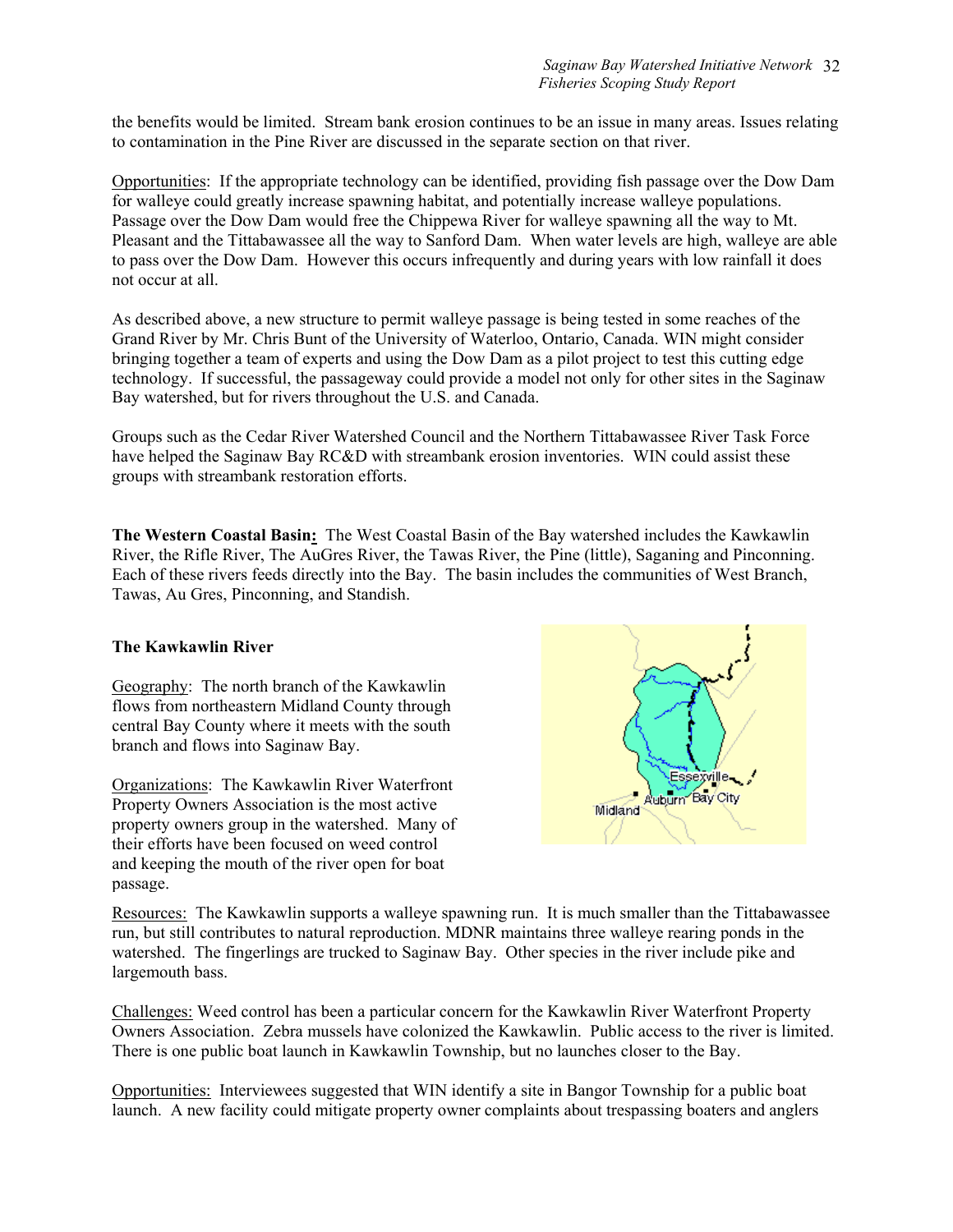the benefits would be limited. Stream bank erosion continues to be an issue in many areas. Issues relating to contamination in the Pine River are discussed in the separate section on that river.

Opportunities: If the appropriate technology can be identified, providing fish passage over the Dow Dam for walleye could greatly increase spawning habitat, and potentially increase walleye populations. Passage over the Dow Dam would free the Chippewa River for walleye spawning all the way to Mt. Pleasant and the Tittabawassee all the way to Sanford Dam. When water levels are high, walleye are able to pass over the Dow Dam. However this occurs infrequently and during years with low rainfall it does not occur at all.

As described above, a new structure to permit walleye passage is being tested in some reaches of the Grand River by Mr. Chris Bunt of the University of Waterloo, Ontario, Canada. WIN might consider bringing together a team of experts and using the Dow Dam as a pilot project to test this cutting edge technology. If successful, the passageway could provide a model not only for other sites in the Saginaw Bay watershed, but for rivers throughout the U.S. and Canada.

Groups such as the Cedar River Watershed Council and the Northern Tittabawassee River Task Force have helped the Saginaw Bay RC&D with streambank erosion inventories. WIN could assist these groups with streambank restoration efforts.

**The Western Coastal Basin:** The West Coastal Basin of the Bay watershed includes the Kawkawlin River, the Rifle River, The AuGres River, the Tawas River, the Pine (little), Saganing and Pinconning. Each of these rivers feeds directly into the Bay. The basin includes the communities of West Branch, Tawas, Au Gres, Pinconning, and Standish.

**The Kawkawlin River**

Geography: The north branch of the Kawkawlin flows from northeastern Midland County through central Bay County where it meets with the south branch and flows into Saginaw Bay.

Organizations: The Kawkawlin River Waterfront Property Owners Association is the most active property owners group in the watershed. Many of their efforts have been focused on weed control and keeping the mouth of the river open for boat passage.

Resources: The Kawkawlin supports a walleye spawning run. It is much smaller than the Tittabawassee run, but still contributes to natural reproduction. MDNR maintains three walleye rearing ponds in the watershed. The fingerlings are trucked to Saginaw Bay. Other species in the river include pike and largemouth bass.

Challenges: Weed control has been a particular concern for the Kawkawlin River Waterfront Property Owners Association. Zebra mussels have colonized the Kawkawlin. Public access to the river is limited. There is one public boat launch in Kawkawlin Township, but no launches closer to the Bay.

Opportunities: Interviewees suggested that WIN identify a site in Bangor Township for a public boat launch. A new facility could mitigate property owner complaints about trespassing boaters and anglers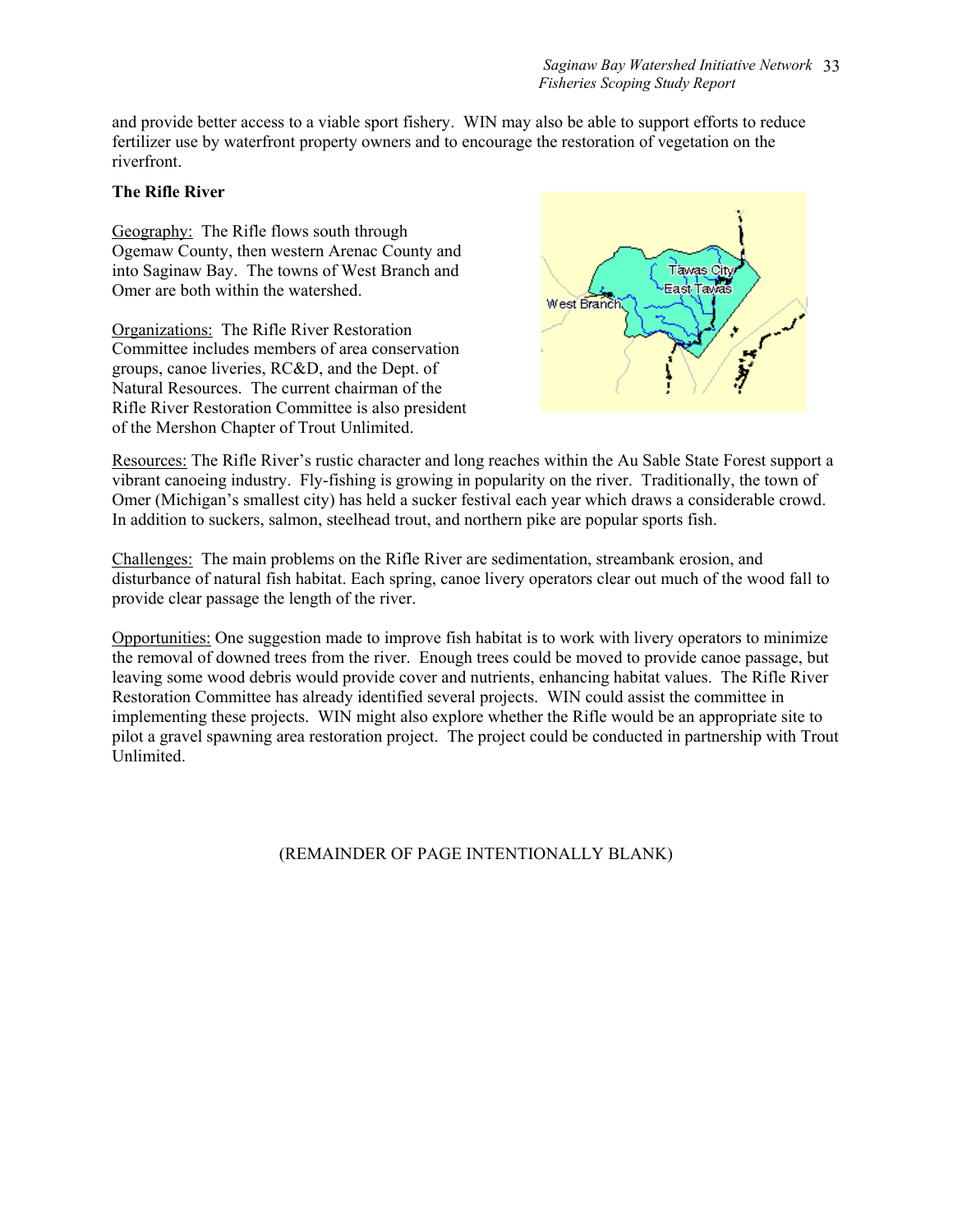and provide better access to a viable sport fishery. WIN may also be able to support efforts to reduce fertilizer use by waterfront property owners and to encourage the restoration of vegetation on the riverfront.

**The Rifle River**

Geography: The Rifle flows south through Ogemaw County, then western Arenac County and into Saginaw Bay. The towns of West Branch and Omer are both within the watershed.

Organizations: The Rifle River Restoration Committee includes members of area conservation groups, canoe liveries, RC&D, and the Dept. of Natural Resources. The current chairman of the Rifle River Restoration Committee is also president of the Mershon Chapter of Trout Unlimited.

Resources: The Rifle River's rustic character and long reaches within the Au Sable State Forest support a vibrant canoeing industry. Fly-fishing is growing in popularity on the river. Traditionally, the town of Omer (Michigan's smallest city) has held a sucker festival each year which draws a considerable crowd. In addition to suckers, salmon, steelhead trout, and northern pike are popular sports fish.

Challenges: The main problems on the Rifle River are sedimentation, streambank erosion, and disturbance of natural fish habitat. Each spring, canoe livery operators clear out much of the wood fall to provide clear passage the length of the river.

Opportunities: One suggestion made to improve fish habitat is to work with livery operators to minimize the removal of downed trees from the river. Enough trees could be moved to provide canoe passage, but leaving some wood debris would provide cover and nutrients, enhancing habitat values. The Rifle River Restoration Committee has already identified several projects. WIN could assist the committee in implementing these projects. WIN might also explore whether the Rifle would be an appropriate site to pilot a gravel spawning area restoration project. The project could be conducted in partnership with Trout Unlimited.

(REMAINDER OF PAGE INTENTIONALLY BLANK)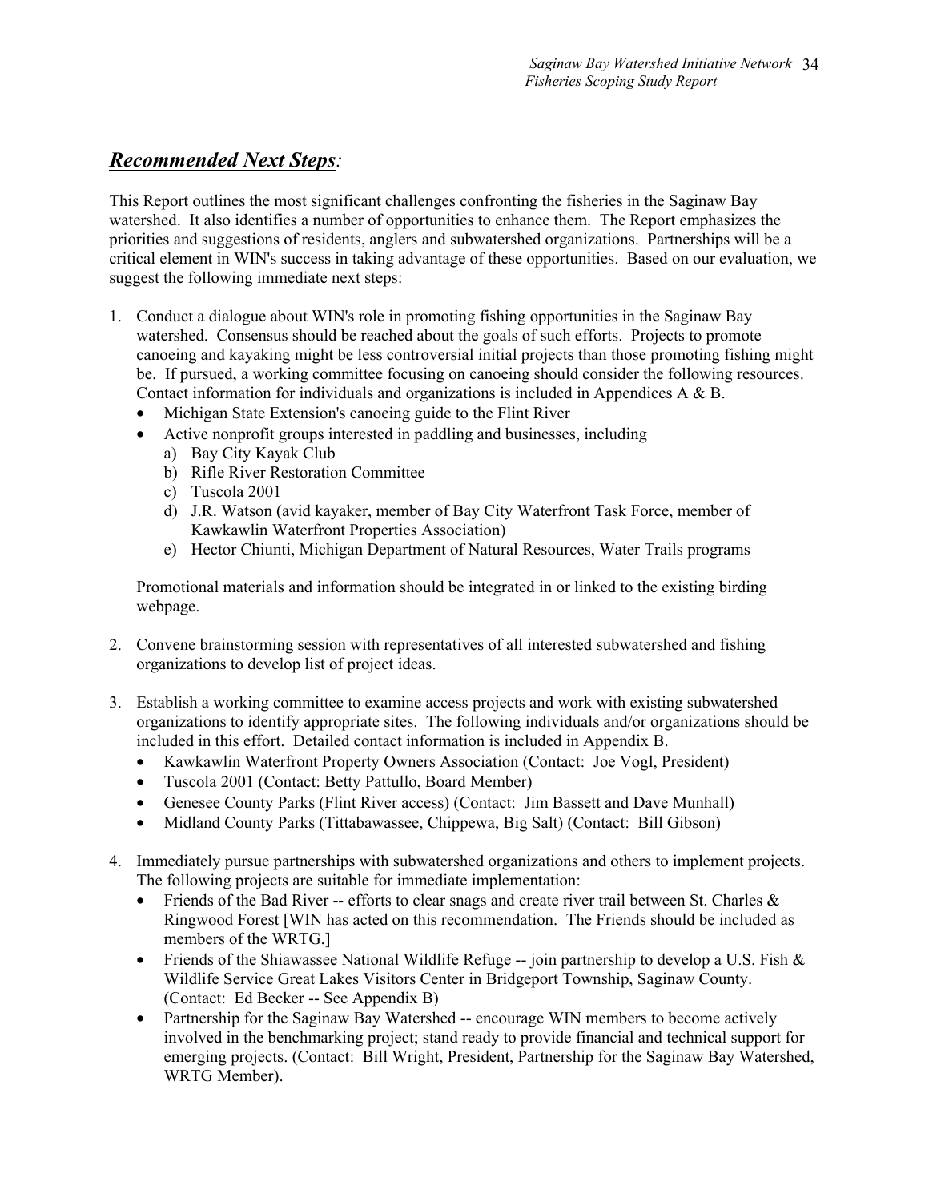## ***Recommended Next Steps***:

This Report outlines the most significant challenges confronting the fisheries in the Saginaw Bay watershed. It also identifies a number of opportunities to enhance them. The Report emphasizes the priorities and suggestions of residents, anglers and subwatershed organizations. Partnerships will be a critical element in WIN's success in taking advantage of these opportunities. Based on our evaluation, we suggest the following immediate next steps:

1. Conduct a dialogue about WIN's role in promoting fishing opportunities in the Saginaw Bay watershed. Consensus should be reached about the goals of such efforts. Projects to promote canoeing and kayaking might be less controversial initial projects than those promoting fishing might be. If pursued, a working committee focusing on canoeing should consider the following resources. Contact information for individuals and organizations is included in Appendices A & B.
   - Michigan State Extension's canoeing guide to the Flint River
   - Active nonprofit groups interested in paddling and businesses, including
     a) Bay City Kayak Club
     b) Rifle River Restoration Committee
     c) Tuscola 2001
     d) J.R. Watson (avid kayaker, member of Bay City Waterfront Task Force, member of Kawkawlin Waterfront Properties Association)
     e) Hector Chiunti, Michigan Department of Natural Resources, Water Trails programs

   Promotional materials and information should be integrated in or linked to the existing birding webpage.

2. Convene brainstorming session with representatives of all interested subwatershed and fishing organizations to develop list of project ideas.

3. Establish a working committee to examine access projects and work with existing subwatershed organizations to identify appropriate sites. The following individuals and/or organizations should be included in this effort. Detailed contact information is included in Appendix B.
   - Kawkawlin Waterfront Property Owners Association (Contact: Joe Vogl, President)
   - Tuscola 2001 (Contact: Betty Pattullo, Board Member)
   - Genesee County Parks (Flint River access) (Contact: Jim Bassett and Dave Munhall)
   - Midland County Parks (Tittabawassee, Chippewa, Big Salt) (Contact: Bill Gibson)

4. Immediately pursue partnerships with subwatershed organizations and others to implement projects. The following projects are suitable for immediate implementation:
   - Friends of the Bad River -- efforts to clear snags and create river trail between St. Charles & Ringwood Forest [WIN has acted on this recommendation. The Friends should be included as members of the WRTG.]
   - Friends of the Shiawassee National Wildlife Refuge -- join partnership to develop a U.S. Fish & Wildlife Service Great Lakes Visitors Center in Bridgeport Township, Saginaw County. (Contact: Ed Becker -- See Appendix B)
   - Partnership for the Saginaw Bay Watershed -- encourage WIN members to become actively involved in the benchmarking project; stand ready to provide financial and technical support for emerging projects. (Contact: Bill Wright, President, Partnership for the Saginaw Bay Watershed, WRTG Member).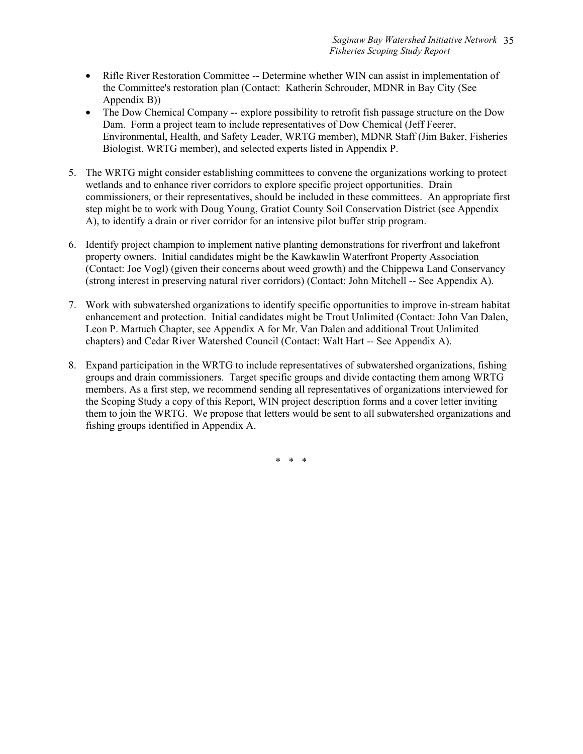- Rifle River Restoration Committee -- Determine whether WIN can assist in implementation of the Committee's restoration plan (Contact: Katherin Schrouder, MDNR in Bay City (See Appendix B))
- The Dow Chemical Company -- explore possibility to retrofit fish passage structure on the Dow Dam. Form a project team to include representatives of Dow Chemical (Jeff Feerer, Environmental, Health, and Safety Leader, WRTG member), MDNR Staff (Jim Baker, Fisheries Biologist, WRTG member), and selected experts listed in Appendix P.

5. The WRTG might consider establishing committees to convene the organizations working to protect wetlands and to enhance river corridors to explore specific project opportunities. Drain commissioners, or their representatives, should be included in these committees. An appropriate first step might be to work with Doug Young, Gratiot County Soil Conservation District (see Appendix A), to identify a drain or river corridor for an intensive pilot buffer strip program.

6. Identify project champion to implement native planting demonstrations for riverfront and lakefront property owners. Initial candidates might be the Kawkawlin Waterfront Property Association (Contact: Joe Vogl) (given their concerns about weed growth) and the Chippewa Land Conservancy (strong interest in preserving natural river corridors) (Contact: John Mitchell -- See Appendix A).

7. Work with subwatershed organizations to identify specific opportunities to improve in-stream habitat enhancement and protection. Initial candidates might be Trout Unlimited (Contact: John Van Dalen, Leon P. Martuch Chapter, see Appendix A for Mr. Van Dalen and additional Trout Unlimited chapters) and Cedar River Watershed Council (Contact: Walt Hart -- See Appendix A).

8. Expand participation in the WRTG to include representatives of subwatershed organizations, fishing groups and drain commissioners. Target specific groups and divide contacting them among WRTG members. As a first step, we recommend sending all representatives of organizations interviewed for the Scoping Study a copy of this Report, WIN project description forms and a cover letter inviting them to join the WRTG. We propose that letters would be sent to all subwatershed organizations and fishing groups identified in Appendix A.

\* \* \*